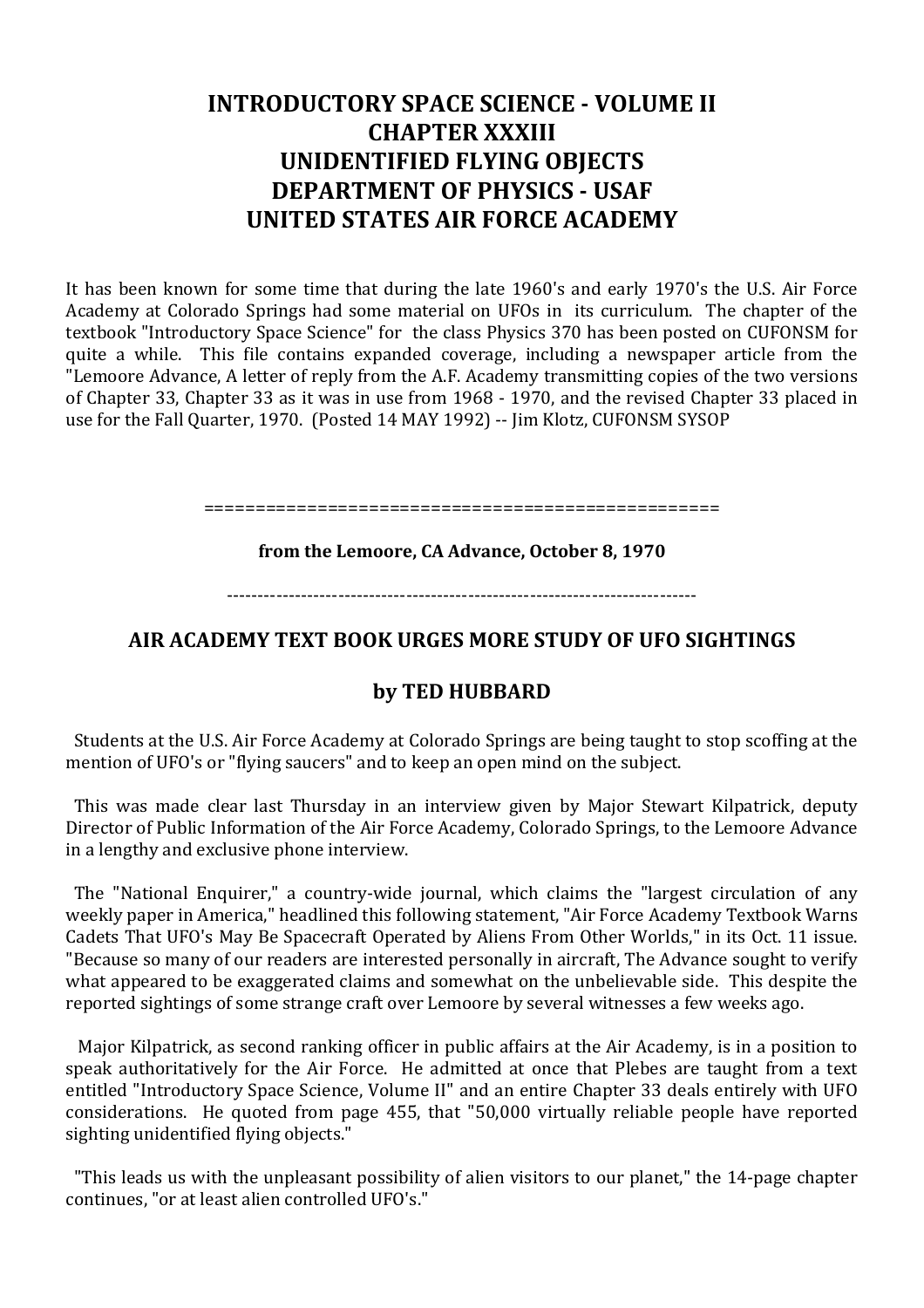# INTRODUCTORY SPACE SCIENCE - VOLUME II
# CHAPTER XXXIII
# UNIDENTIFIED FLYING OBJECTS
# DEPARTMENT OF PHYSICS - USAF
# UNITED STATES AIR FORCE ACADEMY

It has been known for some time that during the late 1960's and early 1970's the U.S. Air Force Academy at Colorado Springs had some material on UFOs in its curriculum. The chapter of the textbook "Introductory Space Science" for the class Physics 370 has been posted on CUFONSM for quite a while. This file contains expanded coverage, including a newspaper article from the "Lemoore Advance, A letter of reply from the A.F. Academy transmitting copies of the two versions of Chapter 33, Chapter 33 as it was in use from 1968 - 1970, and the revised Chapter 33 placed in use for the Fall Quarter, 1970. (Posted 14 MAY 1992) -- Jim Klotz, CUFONSM SYSOP

==================================================

**from the Lemoore, CA Advance, October 8, 1970**

---------------------------------------------------------------------------

## AIR ACADEMY TEXT BOOK URGES MORE STUDY OF UFO SIGHTINGS

## by TED HUBBARD

Students at the U.S. Air Force Academy at Colorado Springs are being taught to stop scoffing at the mention of UFO's or "flying saucers" and to keep an open mind on the subject.

This was made clear last Thursday in an interview given by Major Stewart Kilpatrick, deputy Director of Public Information of the Air Force Academy, Colorado Springs, to the Lemoore Advance in a lengthy and exclusive phone interview.

The "National Enquirer," a country-wide journal, which claims the "largest circulation of any weekly paper in America," headlined this following statement, "Air Force Academy Textbook Warns Cadets That UFO's May Be Spacecraft Operated by Aliens From Other Worlds," in its Oct. 11 issue. "Because so many of our readers are interested personally in aircraft, The Advance sought to verify what appeared to be exaggerated claims and somewhat on the unbelievable side. This despite the reported sightings of some strange craft over Lemoore by several witnesses a few weeks ago.

Major Kilpatrick, as second ranking officer in public affairs at the Air Academy, is in a position to speak authoritatively for the Air Force. He admitted at once that Plebes are taught from a text entitled "Introductory Space Science, Volume II" and an entire Chapter 33 deals entirely with UFO considerations. He quoted from page 455, that "50,000 virtually reliable people have reported sighting unidentified flying objects."

"This leads us with the unpleasant possibility of alien visitors to our planet," the 14-page chapter continues, "or at least alien controlled UFO's."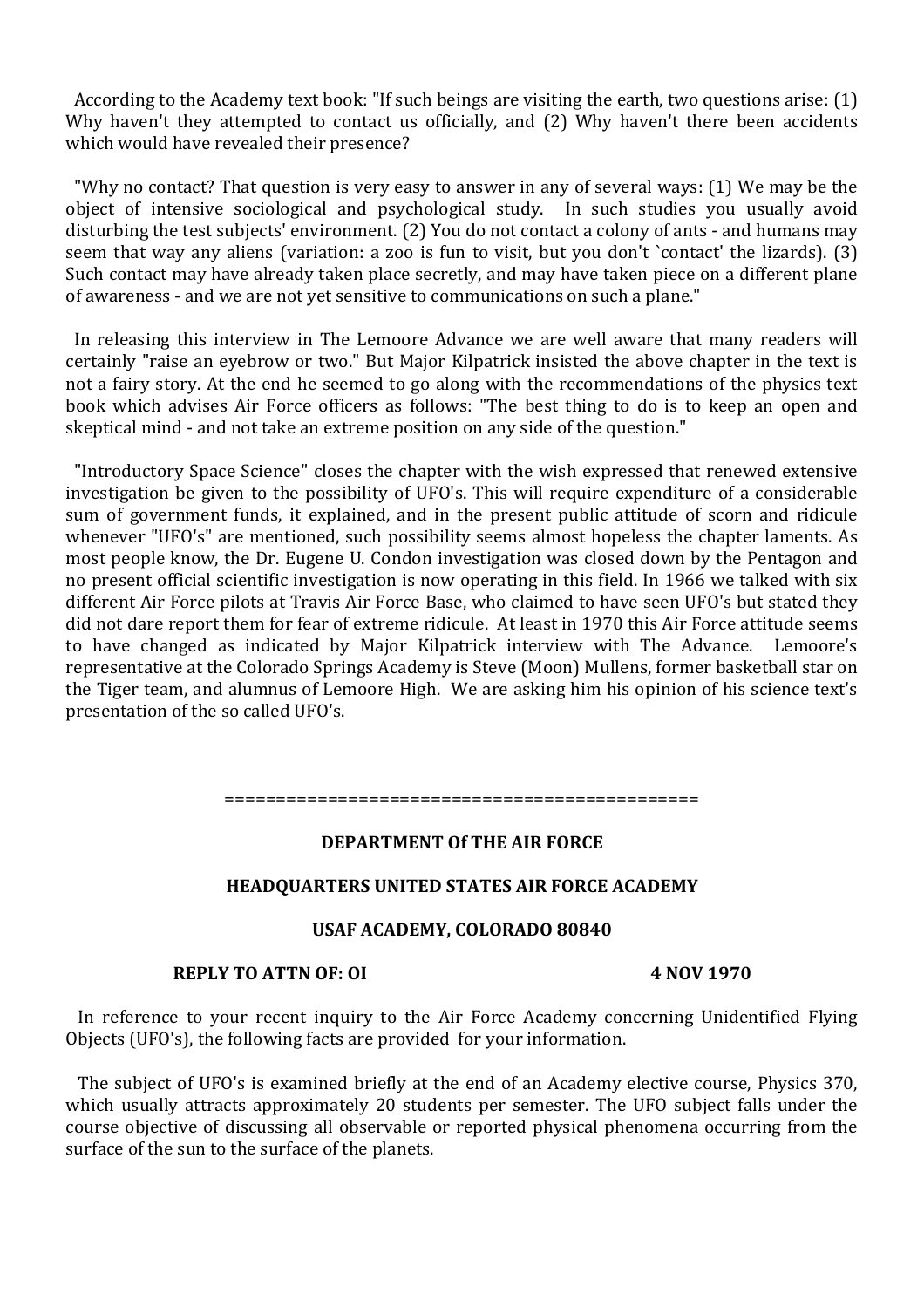According to the Academy text book: "If such beings are visiting the earth, two questions arise: (1) Why haven't they attempted to contact us officially, and (2) Why haven't there been accidents which would have revealed their presence?

"Why no contact? That question is very easy to answer in any of several ways: (1) We may be the object of intensive sociological and psychological study. In such studies you usually avoid disturbing the test subjects' environment. (2) You do not contact a colony of ants - and humans may seem that way any aliens (variation: a zoo is fun to visit, but you don't `contact' the lizards). (3) Such contact may have already taken place secretly, and may have taken piece on a different plane of awareness - and we are not yet sensitive to communications on such a plane."

In releasing this interview in The Lemoore Advance we are well aware that many readers will certainly "raise an eyebrow or two." But Major Kilpatrick insisted the above chapter in the text is not a fairy story. At the end he seemed to go along with the recommendations of the physics text book which advises Air Force officers as follows: "The best thing to do is to keep an open and skeptical mind - and not take an extreme position on any side of the question."

"Introductory Space Science" closes the chapter with the wish expressed that renewed extensive investigation be given to the possibility of UFO's. This will require expenditure of a considerable sum of government funds, it explained, and in the present public attitude of scorn and ridicule whenever "UFO's" are mentioned, such possibility seems almost hopeless the chapter laments. As most people know, the Dr. Eugene U. Condon investigation was closed down by the Pentagon and no present official scientific investigation is now operating in this field. In 1966 we talked with six different Air Force pilots at Travis Air Force Base, who claimed to have seen UFO's but stated they did not dare report them for fear of extreme ridicule. At least in 1970 this Air Force attitude seems to have changed as indicated by Major Kilpatrick interview with The Advance. Lemoore's representative at the Colorado Springs Academy is Steve (Moon) Mullens, former basketball star on the Tiger team, and alumnus of Lemoore High. We are asking him his opinion of his science text's presentation of the so called UFO's.

==============================================

**DEPARTMENT Of THE AIR FORCE**

**HEADQUARTERS UNITED STATES AIR FORCE ACADEMY**

**USAF ACADEMY, COLORADO 80840**

**REPLY TO ATTN OF: OI** **4 NOV 1970**

In reference to your recent inquiry to the Air Force Academy concerning Unidentified Flying Objects (UFO's), the following facts are provided for your information.

The subject of UFO's is examined briefly at the end of an Academy elective course, Physics 370, which usually attracts approximately 20 students per semester. The UFO subject falls under the course objective of discussing all observable or reported physical phenomena occurring from the surface of the sun to the surface of the planets.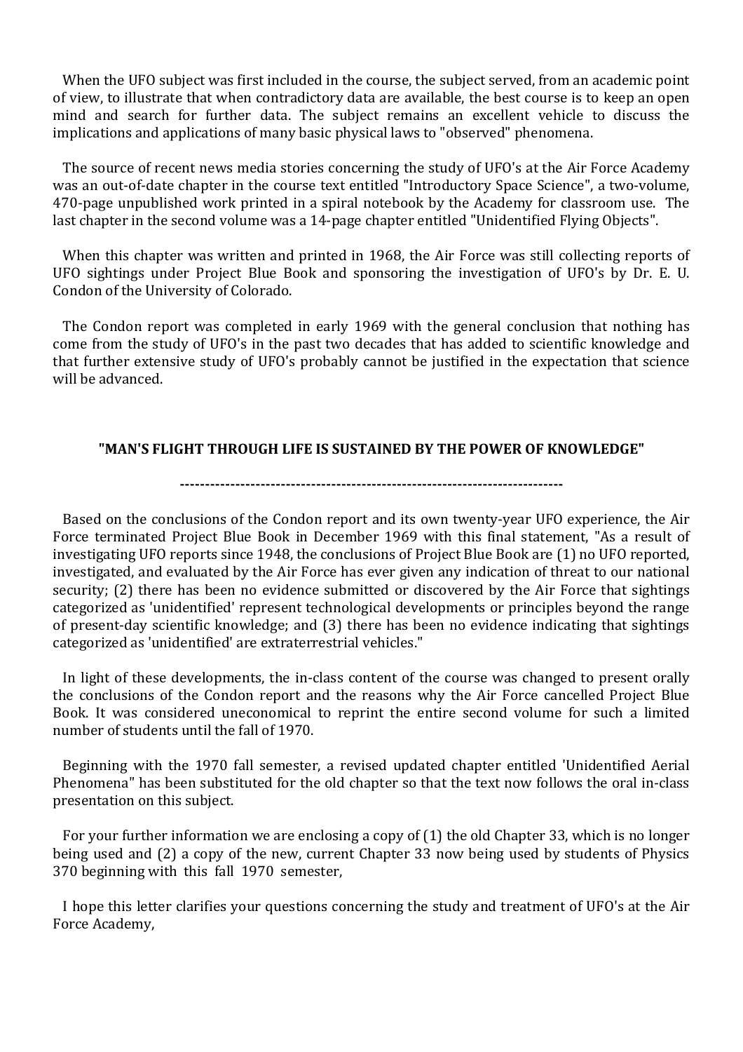When the UFO subject was first included in the course, the subject served, from an academic point of view, to illustrate that when contradictory data are available, the best course is to keep an open mind and search for further data. The subject remains an excellent vehicle to discuss the implications and applications of many basic physical laws to "observed" phenomena.

The source of recent news media stories concerning the study of UFO's at the Air Force Academy was an out-of-date chapter in the course text entitled "Introductory Space Science", a two-volume, 470-page unpublished work printed in a spiral notebook by the Academy for classroom use. The last chapter in the second volume was a 14-page chapter entitled "Unidentified Flying Objects".

When this chapter was written and printed in 1968, the Air Force was still collecting reports of UFO sightings under Project Blue Book and sponsoring the investigation of UFO's by Dr. E. U. Condon of the University of Colorado.

The Condon report was completed in early 1969 with the general conclusion that nothing has come from the study of UFO's in the past two decades that has added to scientific knowledge and that further extensive study of UFO's probably cannot be justified in the expectation that science will be advanced.

**"MAN'S FLIGHT THROUGH LIFE IS SUSTAINED BY THE POWER OF KNOWLEDGE"**

---

Based on the conclusions of the Condon report and its own twenty-year UFO experience, the Air Force terminated Project Blue Book in December 1969 with this final statement, "As a result of investigating UFO reports since 1948, the conclusions of Project Blue Book are (1) no UFO reported, investigated, and evaluated by the Air Force has ever given any indication of threat to our national security; (2) there has been no evidence submitted or discovered by the Air Force that sightings categorized as 'unidentified' represent technological developments or principles beyond the range of present-day scientific knowledge; and (3) there has been no evidence indicating that sightings categorized as 'unidentified' are extraterrestrial vehicles."

In light of these developments, the in-class content of the course was changed to present orally the conclusions of the Condon report and the reasons why the Air Force cancelled Project Blue Book. It was considered uneconomical to reprint the entire second volume for such a limited number of students until the fall of 1970.

Beginning with the 1970 fall semester, a revised updated chapter entitled 'Unidentified Aerial Phenomena" has been substituted for the old chapter so that the text now follows the oral in-class presentation on this subject.

For your further information we are enclosing a copy of (1) the old Chapter 33, which is no longer being used and (2) a copy of the new, current Chapter 33 now being used by students of Physics 370 beginning with this fall 1970 semester,

I hope this letter clarifies your questions concerning the study and treatment of UFO's at the Air Force Academy,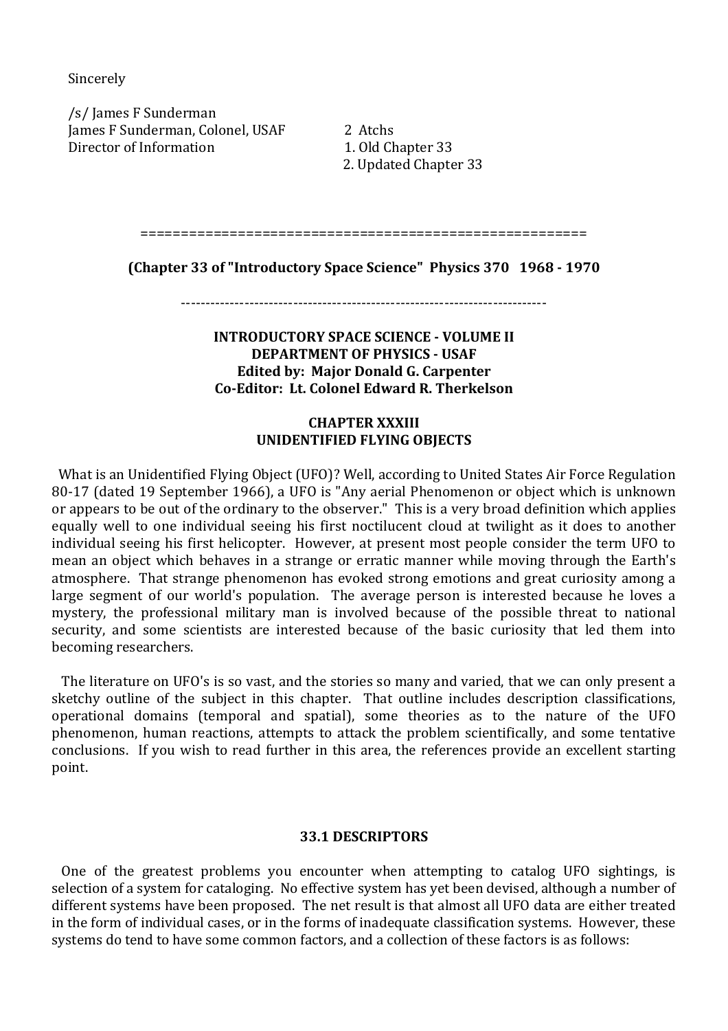Sincerely

/s/ James F Sunderman
James F Sunderman, Colonel, USAF
Director of Information

2 Atchs
1. Old Chapter 33
2. Updated Chapter 33

=====================================================

**(Chapter 33 of "Introductory Space Science" Physics 370 1968 - 1970**

---

**INTRODUCTORY SPACE SCIENCE - VOLUME II**
**DEPARTMENT OF PHYSICS - USAF**
**Edited by: Major Donald G. Carpenter**
**Co-Editor: Lt. Colonel Edward R. Therkelson**

## CHAPTER XXXIII
## UNIDENTIFIED FLYING OBJECTS

What is an Unidentified Flying Object (UFO)? Well, according to United States Air Force Regulation 80-17 (dated 19 September 1966), a UFO is "Any aerial Phenomenon or object which is unknown or appears to be out of the ordinary to the observer." This is a very broad definition which applies equally well to one individual seeing his first noctilucent cloud at twilight as it does to another individual seeing his first helicopter. However, at present most people consider the term UFO to mean an object which behaves in a strange or erratic manner while moving through the Earth's atmosphere. That strange phenomenon has evoked strong emotions and great curiosity among a large segment of our world's population. The average person is interested because he loves a mystery, the professional military man is involved because of the possible threat to national security, and some scientists are interested because of the basic curiosity that led them into becoming researchers.

The literature on UFO's is so vast, and the stories so many and varied, that we can only present a sketchy outline of the subject in this chapter. That outline includes description classifications, operational domains (temporal and spatial), some theories as to the nature of the UFO phenomenon, human reactions, attempts to attack the problem scientifically, and some tentative conclusions. If you wish to read further in this area, the references provide an excellent starting point.

### 33.1 DESCRIPTORS

One of the greatest problems you encounter when attempting to catalog UFO sightings, is selection of a system for cataloging. No effective system has yet been devised, although a number of different systems have been proposed. The net result is that almost all UFO data are either treated in the form of individual cases, or in the forms of inadequate classification systems. However, these systems do tend to have some common factors, and a collection of these factors is as follows: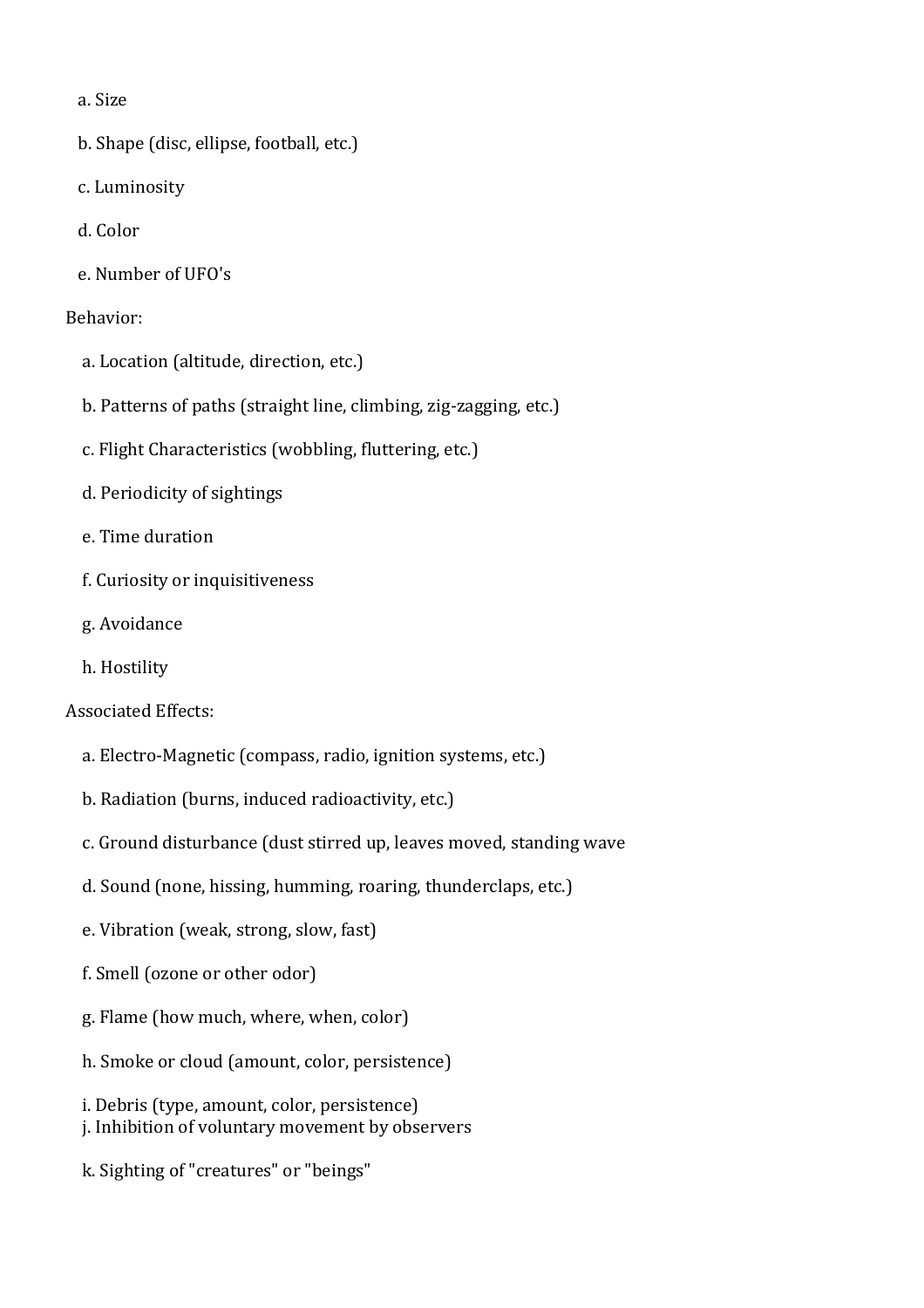a. Size

b. Shape (disc, ellipse, football, etc.)

c. Luminosity

d. Color

e. Number of UFO's

Behavior:

a. Location (altitude, direction, etc.)

b. Patterns of paths (straight line, climbing, zig-zagging, etc.)

c. Flight Characteristics (wobbling, fluttering, etc.)

d. Periodicity of sightings

e. Time duration

f. Curiosity or inquisitiveness

g. Avoidance

h. Hostility

Associated Effects:

a. Electro-Magnetic (compass, radio, ignition systems, etc.)

b. Radiation (burns, induced radioactivity, etc.)

c. Ground disturbance (dust stirred up, leaves moved, standing wave

d. Sound (none, hissing, humming, roaring, thunderclaps, etc.)

e. Vibration (weak, strong, slow, fast)

f. Smell (ozone or other odor)

g. Flame (how much, where, when, color)

h. Smoke or cloud (amount, color, persistence)

i. Debris (type, amount, color, persistence)  
j. Inhibition of voluntary movement by observers

k. Sighting of "creatures" or "beings"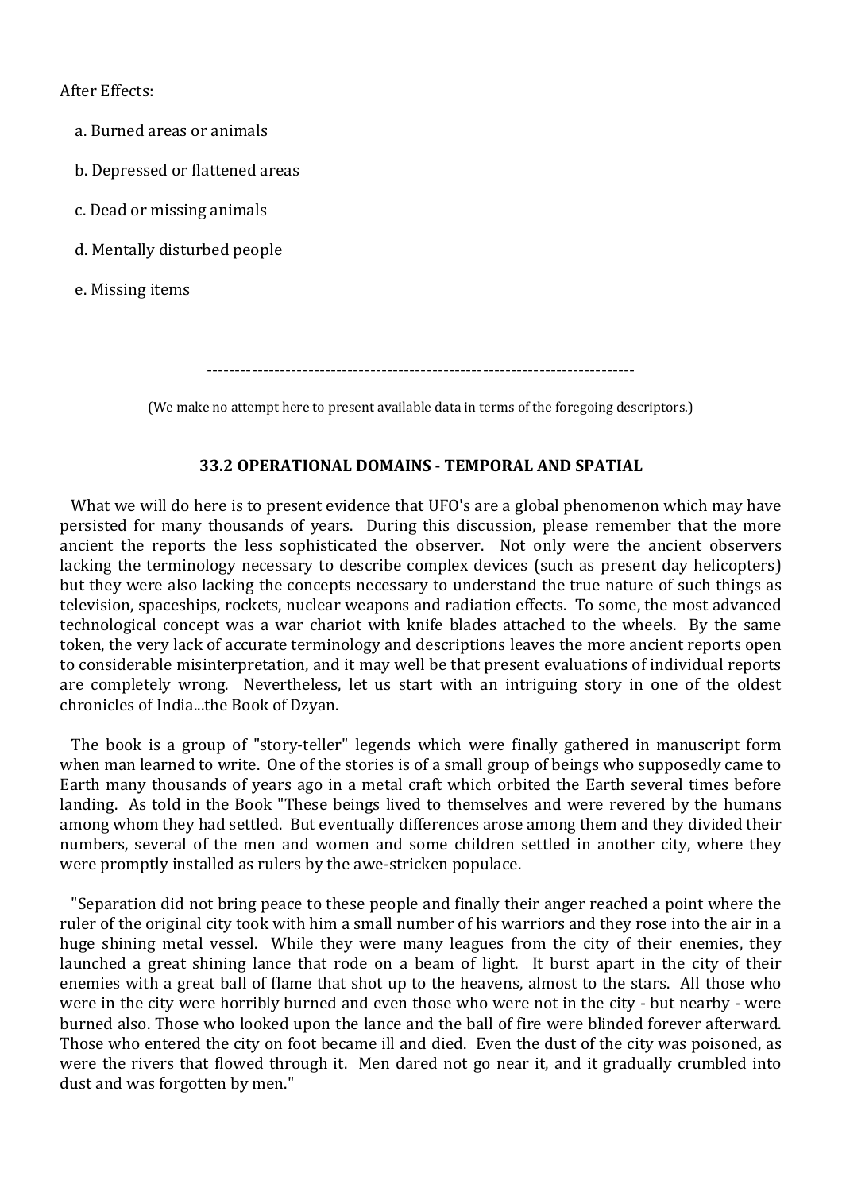After Effects:

a. Burned areas or animals

b. Depressed or flattened areas

c. Dead or missing animals

d. Mentally disturbed people

e. Missing items

---

(We make no attempt here to present available data in terms of the foregoing descriptors.)

### 33.2 OPERATIONAL DOMAINS - TEMPORAL AND SPATIAL

What we will do here is to present evidence that UFO's are a global phenomenon which may have persisted for many thousands of years. During this discussion, please remember that the more ancient the reports the less sophisticated the observer. Not only were the ancient observers lacking the terminology necessary to describe complex devices (such as present day helicopters) but they were also lacking the concepts necessary to understand the true nature of such things as television, spaceships, rockets, nuclear weapons and radiation effects. To some, the most advanced technological concept was a war chariot with knife blades attached to the wheels. By the same token, the very lack of accurate terminology and descriptions leaves the more ancient reports open to considerable misinterpretation, and it may well be that present evaluations of individual reports are completely wrong. Nevertheless, let us start with an intriguing story in one of the oldest chronicles of India...the Book of Dzyan.

The book is a group of "story-teller" legends which were finally gathered in manuscript form when man learned to write. One of the stories is of a small group of beings who supposedly came to Earth many thousands of years ago in a metal craft which orbited the Earth several times before landing. As told in the Book "These beings lived to themselves and were revered by the humans among whom they had settled. But eventually differences arose among them and they divided their numbers, several of the men and women and some children settled in another city, where they were promptly installed as rulers by the awe-stricken populace.

"Separation did not bring peace to these people and finally their anger reached a point where the ruler of the original city took with him a small number of his warriors and they rose into the air in a huge shining metal vessel. While they were many leagues from the city of their enemies, they launched a great shining lance that rode on a beam of light. It burst apart in the city of their enemies with a great ball of flame that shot up to the heavens, almost to the stars. All those who were in the city were horribly burned and even those who were not in the city - but nearby - were burned also. Those who looked upon the lance and the ball of fire were blinded forever afterward. Those who entered the city on foot became ill and died. Even the dust of the city was poisoned, as were the rivers that flowed through it. Men dared not go near it, and it gradually crumbled into dust and was forgotten by men."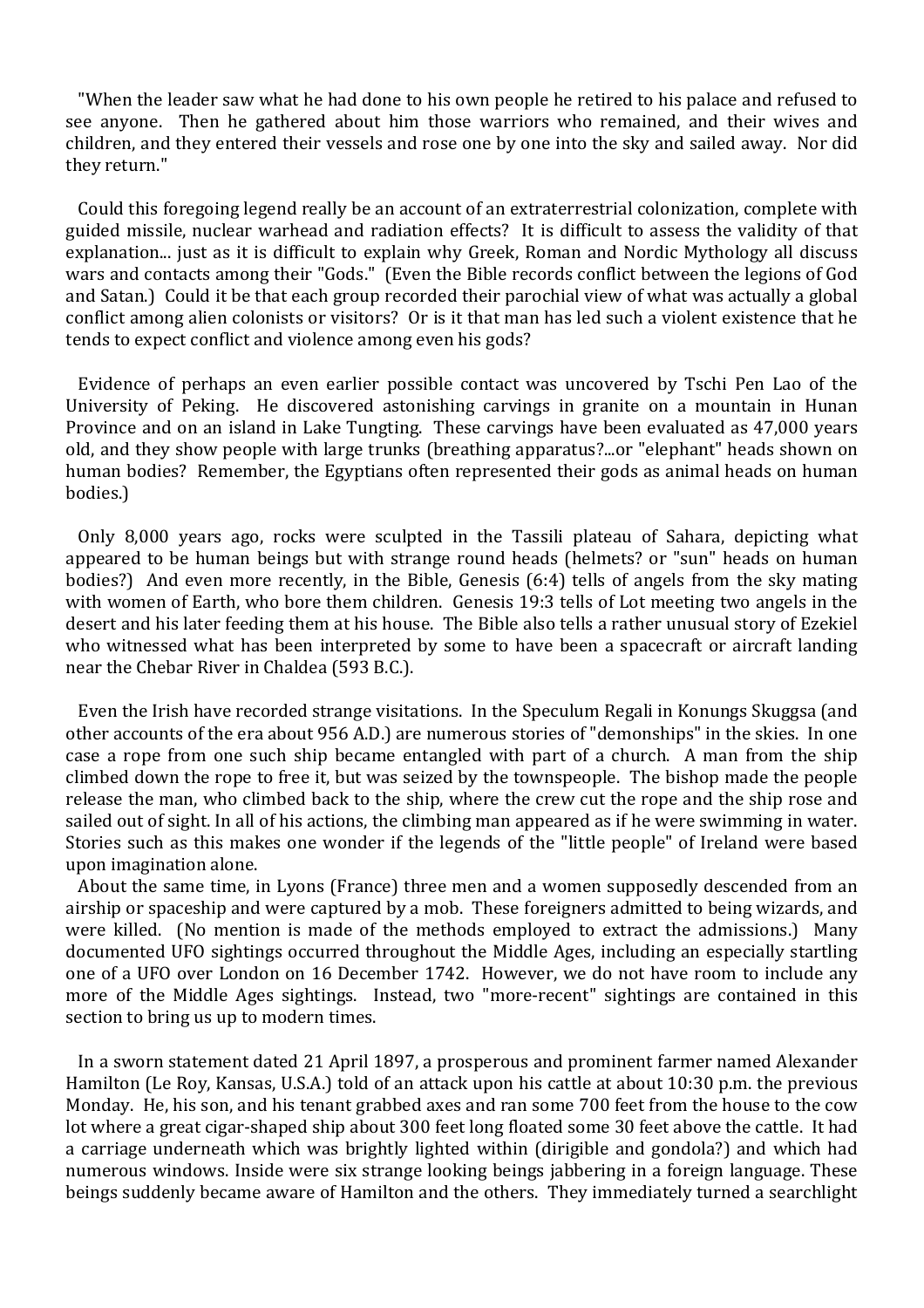"When the leader saw what he had done to his own people he retired to his palace and refused to see anyone. Then he gathered about him those warriors who remained, and their wives and children, and they entered their vessels and rose one by one into the sky and sailed away. Nor did they return."

Could this foregoing legend really be an account of an extraterrestrial colonization, complete with guided missile, nuclear warhead and radiation effects? It is difficult to assess the validity of that explanation... just as it is difficult to explain why Greek, Roman and Nordic Mythology all discuss wars and contacts among their "Gods." (Even the Bible records conflict between the legions of God and Satan.) Could it be that each group recorded their parochial view of what was actually a global conflict among alien colonists or visitors? Or is it that man has led such a violent existence that he tends to expect conflict and violence among even his gods?

Evidence of perhaps an even earlier possible contact was uncovered by Tschi Pen Lao of the University of Peking. He discovered astonishing carvings in granite on a mountain in Hunan Province and on an island in Lake Tungting. These carvings have been evaluated as 47,000 years old, and they show people with large trunks (breathing apparatus?...or "elephant" heads shown on human bodies? Remember, the Egyptians often represented their gods as animal heads on human bodies.)

Only 8,000 years ago, rocks were sculpted in the Tassili plateau of Sahara, depicting what appeared to be human beings but with strange round heads (helmets? or "sun" heads on human bodies?) And even more recently, in the Bible, Genesis (6:4) tells of angels from the sky mating with women of Earth, who bore them children. Genesis 19:3 tells of Lot meeting two angels in the desert and his later feeding them at his house. The Bible also tells a rather unusual story of Ezekiel who witnessed what has been interpreted by some to have been a spacecraft or aircraft landing near the Chebar River in Chaldea (593 B.C.).

Even the Irish have recorded strange visitations. In the Speculum Regali in Konungs Skuggsa (and other accounts of the era about 956 A.D.) are numerous stories of "demonships" in the skies. In one case a rope from one such ship became entangled with part of a church. A man from the ship climbed down the rope to free it, but was seized by the townspeople. The bishop made the people release the man, who climbed back to the ship, where the crew cut the rope and the ship rose and sailed out of sight. In all of his actions, the climbing man appeared as if he were swimming in water. Stories such as this makes one wonder if the legends of the "little people" of Ireland were based upon imagination alone.

About the same time, in Lyons (France) three men and a women supposedly descended from an airship or spaceship and were captured by a mob. These foreigners admitted to being wizards, and were killed. (No mention is made of the methods employed to extract the admissions.) Many documented UFO sightings occurred throughout the Middle Ages, including an especially startling one of a UFO over London on 16 December 1742. However, we do not have room to include any more of the Middle Ages sightings. Instead, two "more-recent" sightings are contained in this section to bring us up to modern times.

In a sworn statement dated 21 April 1897, a prosperous and prominent farmer named Alexander Hamilton (Le Roy, Kansas, U.S.A.) told of an attack upon his cattle at about 10:30 p.m. the previous Monday. He, his son, and his tenant grabbed axes and ran some 700 feet from the house to the cow lot where a great cigar-shaped ship about 300 feet long floated some 30 feet above the cattle. It had a carriage underneath which was brightly lighted within (dirigible and gondola?) and which had numerous windows. Inside were six strange looking beings jabbering in a foreign language. These beings suddenly became aware of Hamilton and the others. They immediately turned a searchlight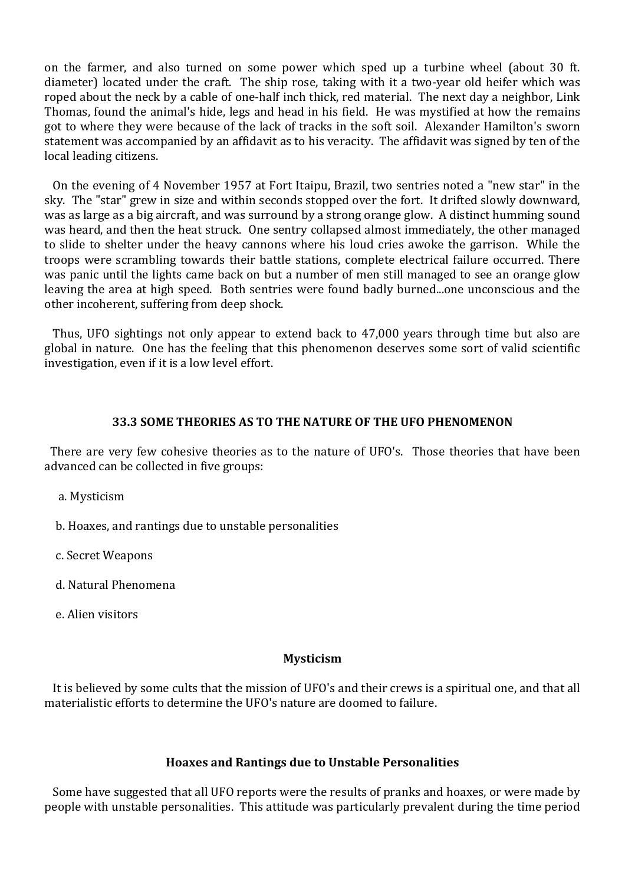on the farmer, and also turned on some power which sped up a turbine wheel (about 30 ft. diameter) located under the craft. The ship rose, taking with it a two-year old heifer which was roped about the neck by a cable of one-half inch thick, red material. The next day a neighbor, Link Thomas, found the animal's hide, legs and head in his field. He was mystified at how the remains got to where they were because of the lack of tracks in the soft soil. Alexander Hamilton's sworn statement was accompanied by an affidavit as to his veracity. The affidavit was signed by ten of the local leading citizens.

On the evening of 4 November 1957 at Fort Itaipu, Brazil, two sentries noted a "new star" in the sky. The "star" grew in size and within seconds stopped over the fort. It drifted slowly downward, was as large as a big aircraft, and was surround by a strong orange glow. A distinct humming sound was heard, and then the heat struck. One sentry collapsed almost immediately, the other managed to slide to shelter under the heavy cannons where his loud cries awoke the garrison. While the troops were scrambling towards their battle stations, complete electrical failure occurred. There was panic until the lights came back on but a number of men still managed to see an orange glow leaving the area at high speed. Both sentries were found badly burned...one unconscious and the other incoherent, suffering from deep shock.

Thus, UFO sightings not only appear to extend back to 47,000 years through time but also are global in nature. One has the feeling that this phenomenon deserves some sort of valid scientific investigation, even if it is a low level effort.

## 33.3 SOME THEORIES AS TO THE NATURE OF THE UFO PHENOMENON

There are very few cohesive theories as to the nature of UFO's. Those theories that have been advanced can be collected in five groups:

a. Mysticism

b. Hoaxes, and rantings due to unstable personalities

c. Secret Weapons

d. Natural Phenomena

e. Alien visitors

### Mysticism

It is believed by some cults that the mission of UFO's and their crews is a spiritual one, and that all materialistic efforts to determine the UFO's nature are doomed to failure.

### Hoaxes and Rantings due to Unstable Personalities

Some have suggested that all UFO reports were the results of pranks and hoaxes, or were made by people with unstable personalities. This attitude was particularly prevalent during the time period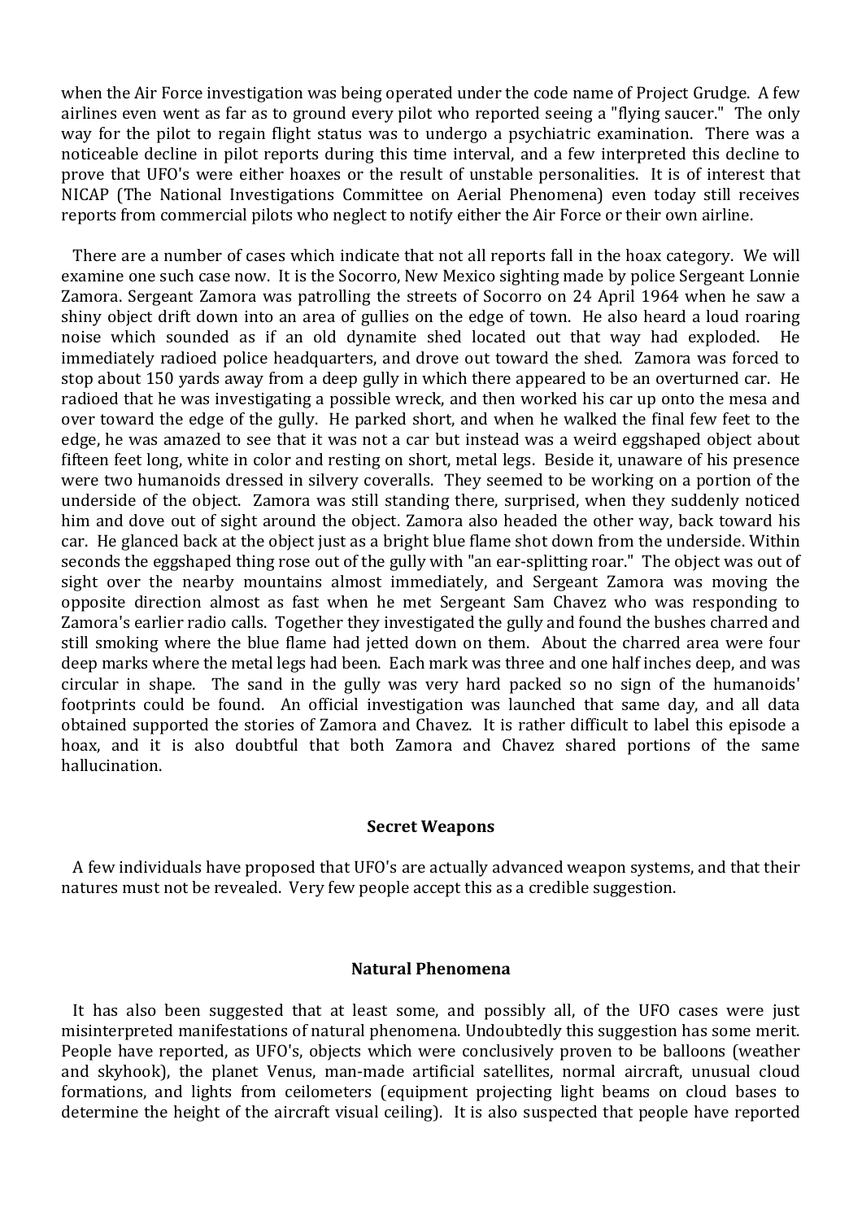when the Air Force investigation was being operated under the code name of Project Grudge. A few airlines even went as far as to ground every pilot who reported seeing a "flying saucer." The only way for the pilot to regain flight status was to undergo a psychiatric examination. There was a noticeable decline in pilot reports during this time interval, and a few interpreted this decline to prove that UFO's were either hoaxes or the result of unstable personalities. It is of interest that NICAP (The National Investigations Committee on Aerial Phenomena) even today still receives reports from commercial pilots who neglect to notify either the Air Force or their own airline.

There are a number of cases which indicate that not all reports fall in the hoax category. We will examine one such case now. It is the Socorro, New Mexico sighting made by police Sergeant Lonnie Zamora. Sergeant Zamora was patrolling the streets of Socorro on 24 April 1964 when he saw a shiny object drift down into an area of gullies on the edge of town. He also heard a loud roaring noise which sounded as if an old dynamite shed located out that way had exploded. He immediately radioed police headquarters, and drove out toward the shed. Zamora was forced to stop about 150 yards away from a deep gully in which there appeared to be an overturned car. He radioed that he was investigating a possible wreck, and then worked his car up onto the mesa and over toward the edge of the gully. He parked short, and when he walked the final few feet to the edge, he was amazed to see that it was not a car but instead was a weird eggshaped object about fifteen feet long, white in color and resting on short, metal legs. Beside it, unaware of his presence were two humanoids dressed in silvery coveralls. They seemed to be working on a portion of the underside of the object. Zamora was still standing there, surprised, when they suddenly noticed him and dove out of sight around the object. Zamora also headed the other way, back toward his car. He glanced back at the object just as a bright blue flame shot down from the underside. Within seconds the eggshaped thing rose out of the gully with "an ear-splitting roar." The object was out of sight over the nearby mountains almost immediately, and Sergeant Zamora was moving the opposite direction almost as fast when he met Sergeant Sam Chavez who was responding to Zamora's earlier radio calls. Together they investigated the gully and found the bushes charred and still smoking where the blue flame had jetted down on them. About the charred area were four deep marks where the metal legs had been. Each mark was three and one half inches deep, and was circular in shape. The sand in the gully was very hard packed so no sign of the humanoids' footprints could be found. An official investigation was launched that same day, and all data obtained supported the stories of Zamora and Chavez. It is rather difficult to label this episode a hoax, and it is also doubtful that both Zamora and Chavez shared portions of the same hallucination.

### Secret Weapons

A few individuals have proposed that UFO's are actually advanced weapon systems, and that their natures must not be revealed. Very few people accept this as a credible suggestion.

### Natural Phenomena

It has also been suggested that at least some, and possibly all, of the UFO cases were just misinterpreted manifestations of natural phenomena. Undoubtedly this suggestion has some merit. People have reported, as UFO's, objects which were conclusively proven to be balloons (weather and skyhook), the planet Venus, man-made artificial satellites, normal aircraft, unusual cloud formations, and lights from ceilometers (equipment projecting light beams on cloud bases to determine the height of the aircraft visual ceiling). It is also suspected that people have reported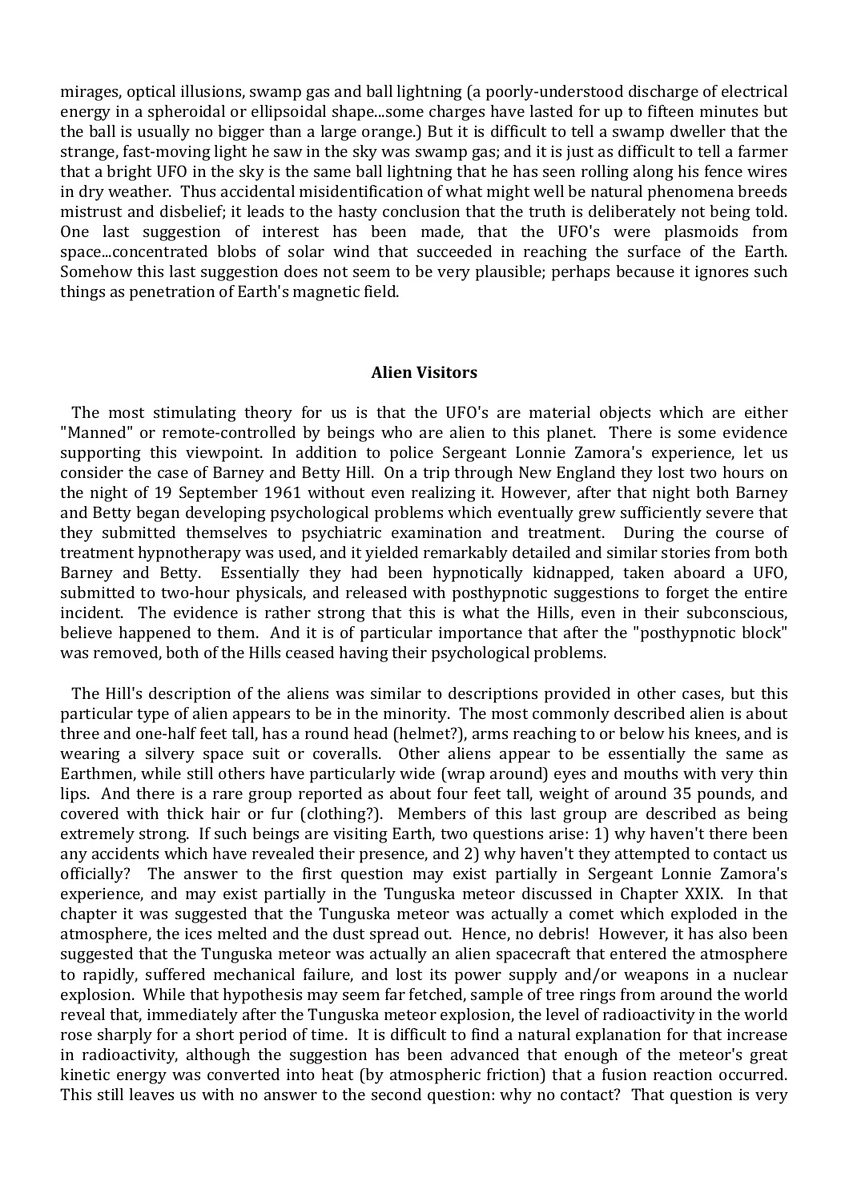mirages, optical illusions, swamp gas and ball lightning (a poorly-understood discharge of electrical energy in a spheroidal or ellipsoidal shape...some charges have lasted for up to fifteen minutes but the ball is usually no bigger than a large orange.) But it is difficult to tell a swamp dweller that the strange, fast-moving light he saw in the sky was swamp gas; and it is just as difficult to tell a farmer that a bright UFO in the sky is the same ball lightning that he has seen rolling along his fence wires in dry weather. Thus accidental misidentification of what might well be natural phenomena breeds mistrust and disbelief; it leads to the hasty conclusion that the truth is deliberately not being told. One last suggestion of interest has been made, that the UFO's were plasmoids from space...concentrated blobs of solar wind that succeeded in reaching the surface of the Earth. Somehow this last suggestion does not seem to be very plausible; perhaps because it ignores such things as penetration of Earth's magnetic field.

### Alien Visitors

The most stimulating theory for us is that the UFO's are material objects which are either "Manned" or remote-controlled by beings who are alien to this planet. There is some evidence supporting this viewpoint. In addition to police Sergeant Lonnie Zamora's experience, let us consider the case of Barney and Betty Hill. On a trip through New England they lost two hours on the night of 19 September 1961 without even realizing it. However, after that night both Barney and Betty began developing psychological problems which eventually grew sufficiently severe that they submitted themselves to psychiatric examination and treatment. During the course of treatment hypnotherapy was used, and it yielded remarkably detailed and similar stories from both Barney and Betty. Essentially they had been hypnotically kidnapped, taken aboard a UFO, submitted to two-hour physicals, and released with posthypnotic suggestions to forget the entire incident. The evidence is rather strong that this is what the Hills, even in their subconscious, believe happened to them. And it is of particular importance that after the "posthypnotic block" was removed, both of the Hills ceased having their psychological problems.

The Hill's description of the aliens was similar to descriptions provided in other cases, but this particular type of alien appears to be in the minority. The most commonly described alien is about three and one-half feet tall, has a round head (helmet?), arms reaching to or below his knees, and is wearing a silvery space suit or coveralls. Other aliens appear to be essentially the same as Earthmen, while still others have particularly wide (wrap around) eyes and mouths with very thin lips. And there is a rare group reported as about four feet tall, weight of around 35 pounds, and covered with thick hair or fur (clothing?). Members of this last group are described as being extremely strong. If such beings are visiting Earth, two questions arise: 1) why haven't there been any accidents which have revealed their presence, and 2) why haven't they attempted to contact us officially? The answer to the first question may exist partially in Sergeant Lonnie Zamora's experience, and may exist partially in the Tunguska meteor discussed in Chapter XXIX. In that chapter it was suggested that the Tunguska meteor was actually a comet which exploded in the atmosphere, the ices melted and the dust spread out. Hence, no debris! However, it has also been suggested that the Tunguska meteor was actually an alien spacecraft that entered the atmosphere to rapidly, suffered mechanical failure, and lost its power supply and/or weapons in a nuclear explosion. While that hypothesis may seem far fetched, sample of tree rings from around the world reveal that, immediately after the Tunguska meteor explosion, the level of radioactivity in the world rose sharply for a short period of time. It is difficult to find a natural explanation for that increase in radioactivity, although the suggestion has been advanced that enough of the meteor's great kinetic energy was converted into heat (by atmospheric friction) that a fusion reaction occurred. This still leaves us with no answer to the second question: why no contact? That question is very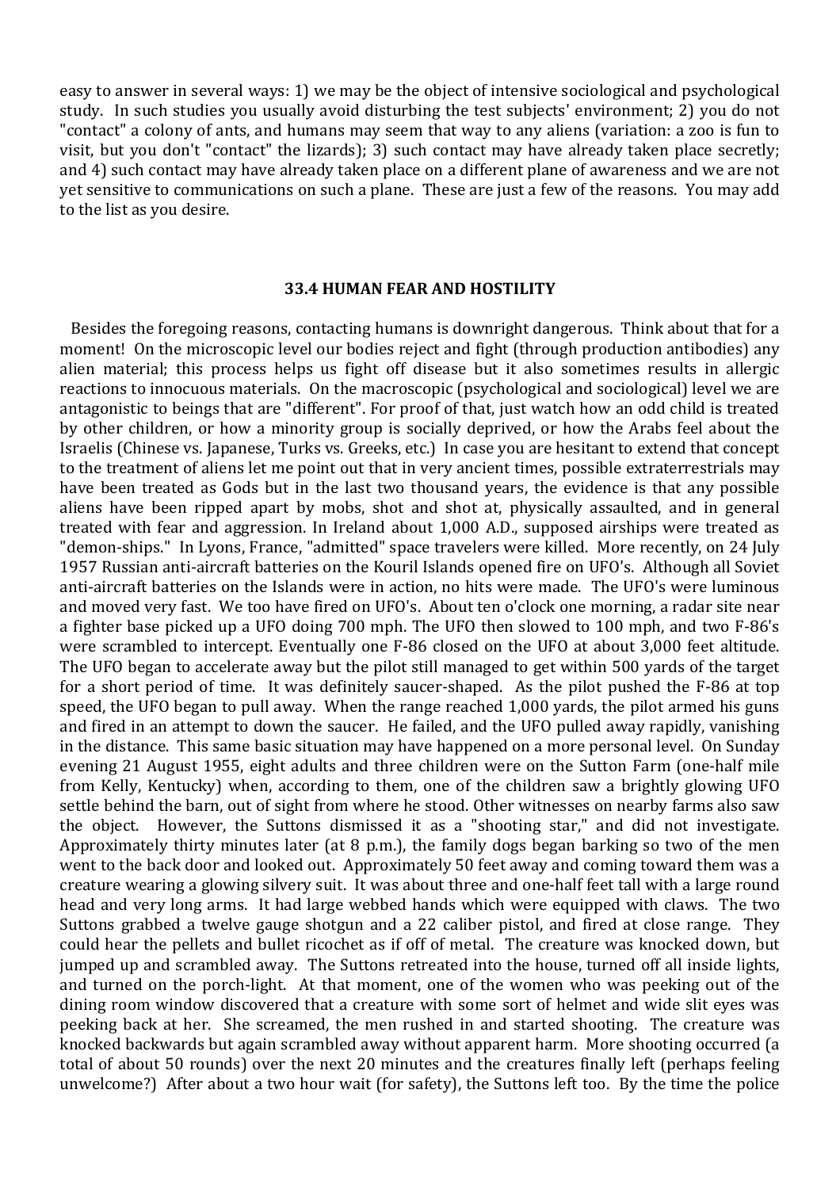easy to answer in several ways: 1) we may be the object of intensive sociological and psychological study. In such studies you usually avoid disturbing the test subjects' environment; 2) you do not "contact" a colony of ants, and humans may seem that way to any aliens (variation: a zoo is fun to visit, but you don't "contact" the lizards); 3) such contact may have already taken place secretly; and 4) such contact may have already taken place on a different plane of awareness and we are not yet sensitive to communications on such a plane. These are just a few of the reasons. You may add to the list as you desire.

### 33.4 HUMAN FEAR AND HOSTILITY

Besides the foregoing reasons, contacting humans is downright dangerous. Think about that for a moment! On the microscopic level our bodies reject and fight (through production antibodies) any alien material; this process helps us fight off disease but it also sometimes results in allergic reactions to innocuous materials. On the macroscopic (psychological and sociological) level we are antagonistic to beings that are "different". For proof of that, just watch how an odd child is treated by other children, or how a minority group is socially deprived, or how the Arabs feel about the Israelis (Chinese vs. Japanese, Turks vs. Greeks, etc.) In case you are hesitant to extend that concept to the treatment of aliens let me point out that in very ancient times, possible extraterrestrials may have been treated as Gods but in the last two thousand years, the evidence is that any possible aliens have been ripped apart by mobs, shot and shot at, physically assaulted, and in general treated with fear and aggression. In Ireland about 1,000 A.D., supposed airships were treated as "demon-ships." In Lyons, France, "admitted" space travelers were killed. More recently, on 24 July 1957 Russian anti-aircraft batteries on the Kouril Islands opened fire on UFO's. Although all Soviet anti-aircraft batteries on the Islands were in action, no hits were made. The UFO's were luminous and moved very fast. We too have fired on UFO's. About ten o'clock one morning, a radar site near a fighter base picked up a UFO doing 700 mph. The UFO then slowed to 100 mph, and two F-86's were scrambled to intercept. Eventually one F-86 closed on the UFO at about 3,000 feet altitude. The UFO began to accelerate away but the pilot still managed to get within 500 yards of the target for a short period of time. It was definitely saucer-shaped. As the pilot pushed the F-86 at top speed, the UFO began to pull away. When the range reached 1,000 yards, the pilot armed his guns and fired in an attempt to down the saucer. He failed, and the UFO pulled away rapidly, vanishing in the distance. This same basic situation may have happened on a more personal level. On Sunday evening 21 August 1955, eight adults and three children were on the Sutton Farm (one-half mile from Kelly, Kentucky) when, according to them, one of the children saw a brightly glowing UFO settle behind the barn, out of sight from where he stood. Other witnesses on nearby farms also saw the object. However, the Suttons dismissed it as a "shooting star," and did not investigate. Approximately thirty minutes later (at 8 p.m.), the family dogs began barking so two of the men went to the back door and looked out. Approximately 50 feet away and coming toward them was a creature wearing a glowing silvery suit. It was about three and one-half feet tall with a large round head and very long arms. It had large webbed hands which were equipped with claws. The two Suttons grabbed a twelve gauge shotgun and a 22 caliber pistol, and fired at close range. They could hear the pellets and bullet ricochet as if off of metal. The creature was knocked down, but jumped up and scrambled away. The Suttons retreated into the house, turned off all inside lights, and turned on the porch-light. At that moment, one of the women who was peeking out of the dining room window discovered that a creature with some sort of helmet and wide slit eyes was peeking back at her. She screamed, the men rushed in and started shooting. The creature was knocked backwards but again scrambled away without apparent harm. More shooting occurred (a total of about 50 rounds) over the next 20 minutes and the creatures finally left (perhaps feeling unwelcome?) After about a two hour wait (for safety), the Suttons left too. By the time the police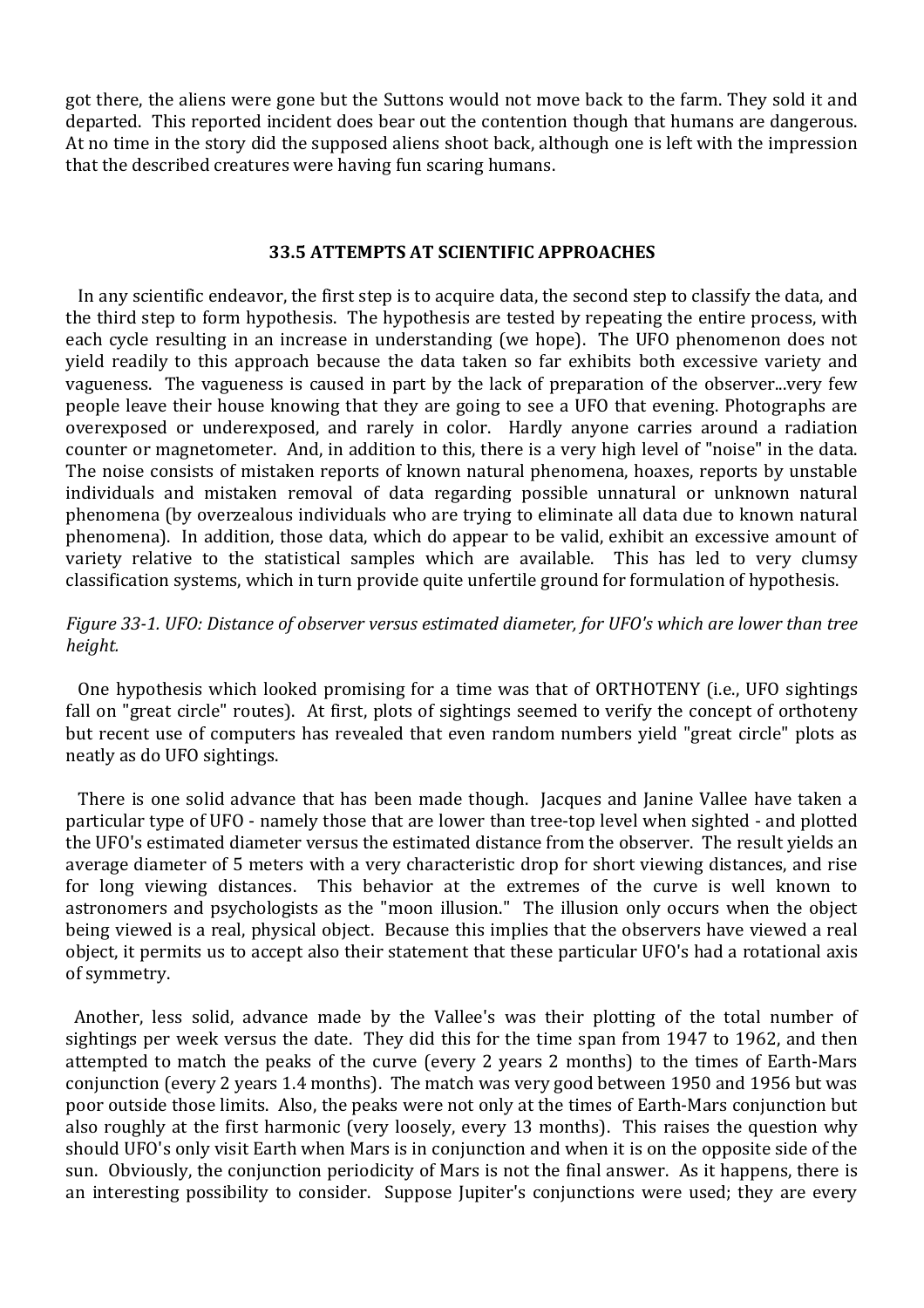got there, the aliens were gone but the Suttons would not move back to the farm. They sold it and departed. This reported incident does bear out the contention though that humans are dangerous. At no time in the story did the supposed aliens shoot back, although one is left with the impression that the described creatures were having fun scaring humans.

### 33.5 ATTEMPTS AT SCIENTIFIC APPROACHES

In any scientific endeavor, the first step is to acquire data, the second step to classify the data, and the third step to form hypothesis. The hypothesis are tested by repeating the entire process, with each cycle resulting in an increase in understanding (we hope). The UFO phenomenon does not yield readily to this approach because the data taken so far exhibits both excessive variety and vagueness. The vagueness is caused in part by the lack of preparation of the observer...very few people leave their house knowing that they are going to see a UFO that evening. Photographs are overexposed or underexposed, and rarely in color. Hardly anyone carries around a radiation counter or magnetometer. And, in addition to this, there is a very high level of "noise" in the data. The noise consists of mistaken reports of known natural phenomena, hoaxes, reports by unstable individuals and mistaken removal of data regarding possible unnatural or unknown natural phenomena (by overzealous individuals who are trying to eliminate all data due to known natural phenomena). In addition, those data, which do appear to be valid, exhibit an excessive amount of variety relative to the statistical samples which are available. This has led to very clumsy classification systems, which in turn provide quite unfertile ground for formulation of hypothesis.

*Figure 33-1. UFO: Distance of observer versus estimated diameter, for UFO's which are lower than tree height.*

One hypothesis which looked promising for a time was that of ORTHOTENY (i.e., UFO sightings fall on "great circle" routes). At first, plots of sightings seemed to verify the concept of orthoteny but recent use of computers has revealed that even random numbers yield "great circle" plots as neatly as do UFO sightings.

There is one solid advance that has been made though. Jacques and Janine Vallee have taken a particular type of UFO - namely those that are lower than tree-top level when sighted - and plotted the UFO's estimated diameter versus the estimated distance from the observer. The result yields an average diameter of 5 meters with a very characteristic drop for short viewing distances, and rise for long viewing distances. This behavior at the extremes of the curve is well known to astronomers and psychologists as the "moon illusion." The illusion only occurs when the object being viewed is a real, physical object. Because this implies that the observers have viewed a real object, it permits us to accept also their statement that these particular UFO's had a rotational axis of symmetry.

Another, less solid, advance made by the Vallee's was their plotting of the total number of sightings per week versus the date. They did this for the time span from 1947 to 1962, and then attempted to match the peaks of the curve (every 2 years 2 months) to the times of Earth-Mars conjunction (every 2 years 1.4 months). The match was very good between 1950 and 1956 but was poor outside those limits. Also, the peaks were not only at the times of Earth-Mars conjunction but also roughly at the first harmonic (very loosely, every 13 months). This raises the question why should UFO's only visit Earth when Mars is in conjunction and when it is on the opposite side of the sun. Obviously, the conjunction periodicity of Mars is not the final answer. As it happens, there is an interesting possibility to consider. Suppose Jupiter's conjunctions were used; they are every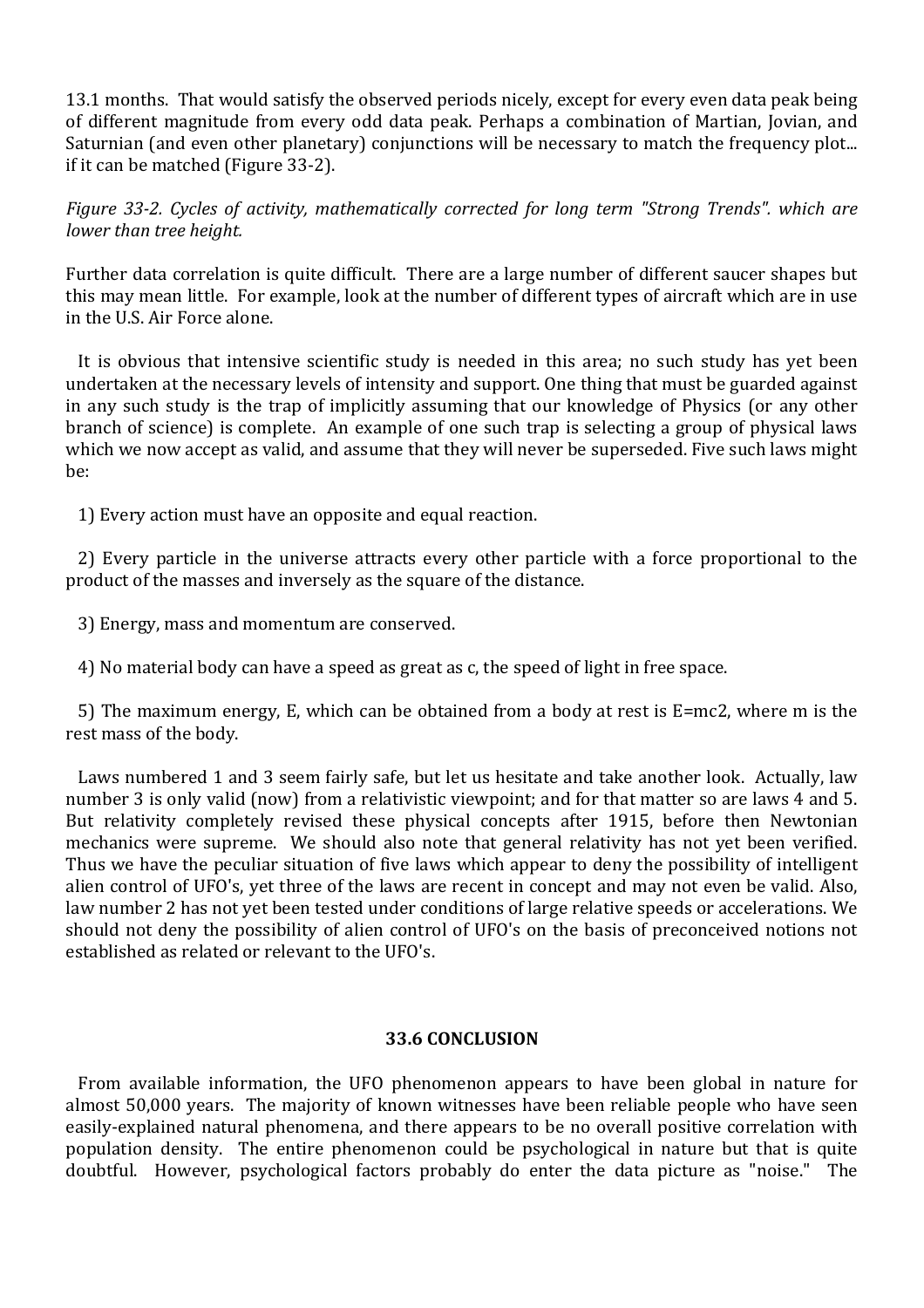13.1 months. That would satisfy the observed periods nicely, except for every even data peak being of different magnitude from every odd data peak. Perhaps a combination of Martian, Jovian, and Saturnian (and even other planetary) conjunctions will be necessary to match the frequency plot... if it can be matched (Figure 33-2).

*Figure 33-2. Cycles of activity, mathematically corrected for long term "Strong Trends". which are lower than tree height.*

Further data correlation is quite difficult. There are a large number of different saucer shapes but this may mean little. For example, look at the number of different types of aircraft which are in use in the U.S. Air Force alone.

It is obvious that intensive scientific study is needed in this area; no such study has yet been undertaken at the necessary levels of intensity and support. One thing that must be guarded against in any such study is the trap of implicitly assuming that our knowledge of Physics (or any other branch of science) is complete. An example of one such trap is selecting a group of physical laws which we now accept as valid, and assume that they will never be superseded. Five such laws might be:

1) Every action must have an opposite and equal reaction.

2) Every particle in the universe attracts every other particle with a force proportional to the product of the masses and inversely as the square of the distance.

3) Energy, mass and momentum are conserved.

4) No material body can have a speed as great as c, the speed of light in free space.

5) The maximum energy, E, which can be obtained from a body at rest is $E=mc^2$, where m is the rest mass of the body.

Laws numbered 1 and 3 seem fairly safe, but let us hesitate and take another look. Actually, law number 3 is only valid (now) from a relativistic viewpoint; and for that matter so are laws 4 and 5. But relativity completely revised these physical concepts after 1915, before then Newtonian mechanics were supreme. We should also note that general relativity has not yet been verified. Thus we have the peculiar situation of five laws which appear to deny the possibility of intelligent alien control of UFO's, yet three of the laws are recent in concept and may not even be valid. Also, law number 2 has not yet been tested under conditions of large relative speeds or accelerations. We should not deny the possibility of alien control of UFO's on the basis of preconceived notions not established as related or relevant to the UFO's.

## 33.6 CONCLUSION

From available information, the UFO phenomenon appears to have been global in nature for almost 50,000 years. The majority of known witnesses have been reliable people who have seen easily-explained natural phenomena, and there appears to be no overall positive correlation with population density. The entire phenomenon could be psychological in nature but that is quite doubtful. However, psychological factors probably do enter the data picture as "noise." The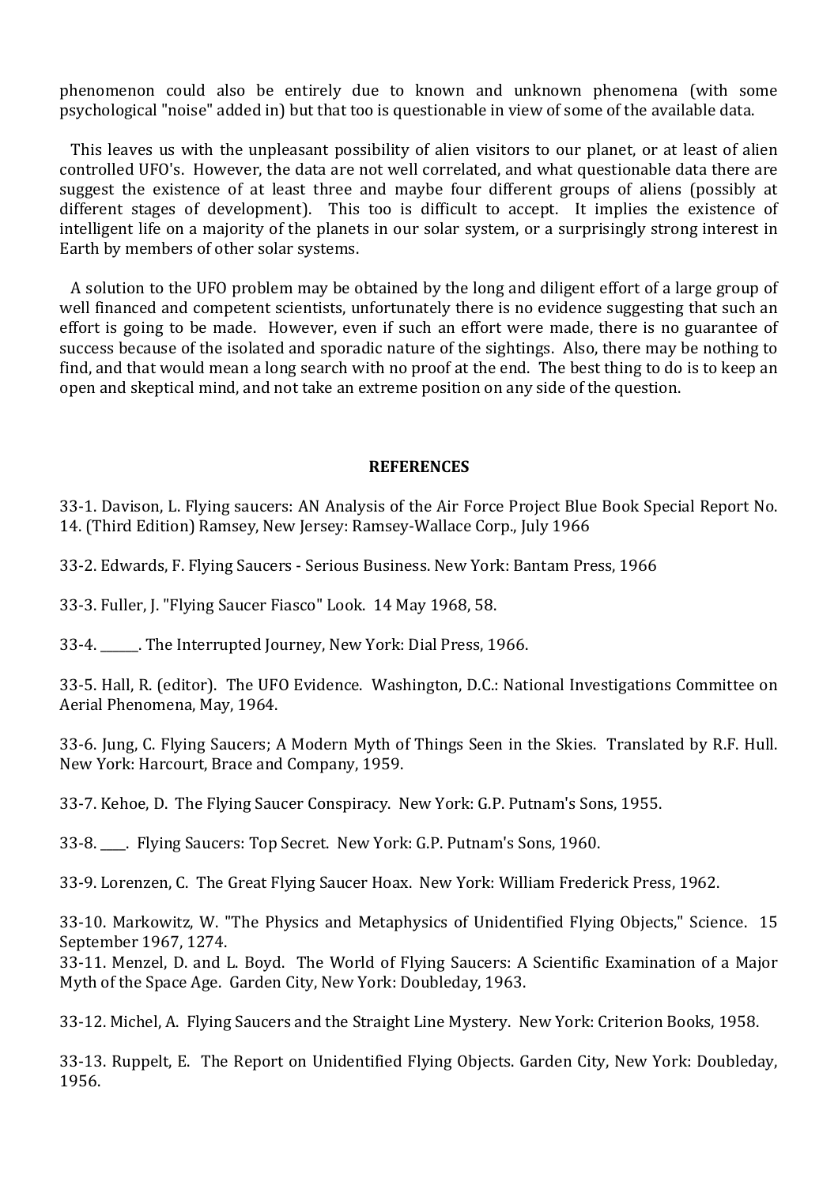phenomenon could also be entirely due to known and unknown phenomena (with some psychological "noise" added in) but that too is questionable in view of some of the available data.

This leaves us with the unpleasant possibility of alien visitors to our planet, or at least of alien controlled UFO's. However, the data are not well correlated, and what questionable data there are suggest the existence of at least three and maybe four different groups of aliens (possibly at different stages of development). This too is difficult to accept. It implies the existence of intelligent life on a majority of the planets in our solar system, or a surprisingly strong interest in Earth by members of other solar systems.

A solution to the UFO problem may be obtained by the long and diligent effort of a large group of well financed and competent scientists, unfortunately there is no evidence suggesting that such an effort is going to be made. However, even if such an effort were made, there is no guarantee of success because of the isolated and sporadic nature of the sightings. Also, there may be nothing to find, and that would mean a long search with no proof at the end. The best thing to do is to keep an open and skeptical mind, and not take an extreme position on any side of the question.

## REFERENCES

33-1. Davison, L. Flying saucers: AN Analysis of the Air Force Project Blue Book Special Report No. 14. (Third Edition) Ramsey, New Jersey: Ramsey-Wallace Corp., July 1966

33-2. Edwards, F. Flying Saucers - Serious Business. New York: Bantam Press, 1966

33-3. Fuller, J. "Flying Saucer Fiasco" Look. 14 May 1968, 58.

33-4. ______. The Interrupted Journey, New York: Dial Press, 1966.

33-5. Hall, R. (editor). The UFO Evidence. Washington, D.C.: National Investigations Committee on Aerial Phenomena, May, 1964.

33-6. Jung, C. Flying Saucers; A Modern Myth of Things Seen in the Skies. Translated by R.F. Hull. New York: Harcourt, Brace and Company, 1959.

33-7. Kehoe, D. The Flying Saucer Conspiracy. New York: G.P. Putnam's Sons, 1955.

33-8. ____. Flying Saucers: Top Secret. New York: G.P. Putnam's Sons, 1960.

33-9. Lorenzen, C. The Great Flying Saucer Hoax. New York: William Frederick Press, 1962.

33-10. Markowitz, W. "The Physics and Metaphysics of Unidentified Flying Objects," Science. 15 September 1967, 1274.

33-11. Menzel, D. and L. Boyd. The World of Flying Saucers: A Scientific Examination of a Major Myth of the Space Age. Garden City, New York: Doubleday, 1963.

33-12. Michel, A. Flying Saucers and the Straight Line Mystery. New York: Criterion Books, 1958.

33-13. Ruppelt, E. The Report on Unidentified Flying Objects. Garden City, New York: Doubleday, 1956.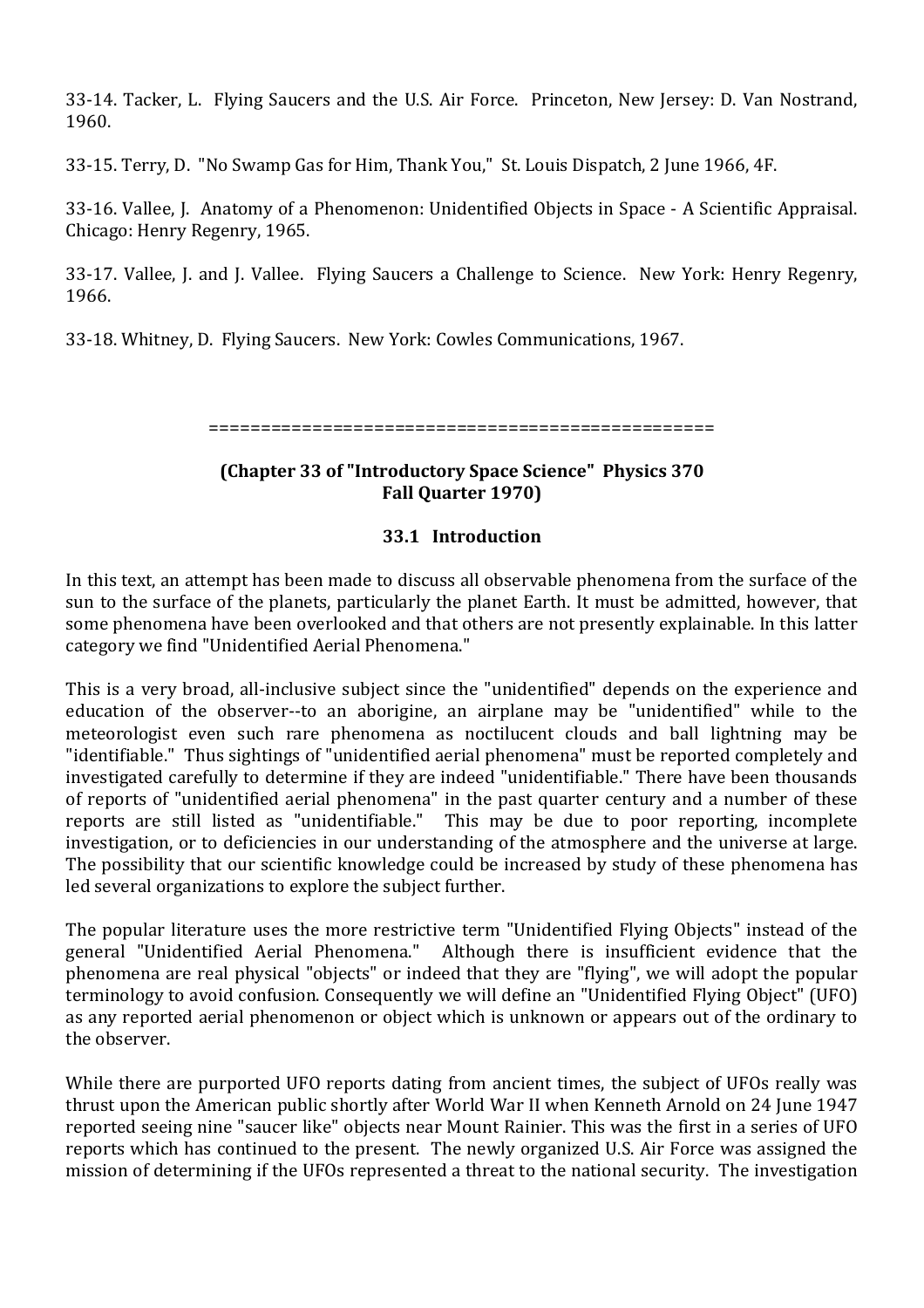33-14. Tacker, L. Flying Saucers and the U.S. Air Force. Princeton, New Jersey: D. Van Nostrand, 1960.

33-15. Terry, D. "No Swamp Gas for Him, Thank You," St. Louis Dispatch, 2 June 1966, 4F.

33-16. Vallee, J. Anatomy of a Phenomenon: Unidentified Objects in Space - A Scientific Appraisal. Chicago: Henry Regenry, 1965.

33-17. Vallee, J. and J. Vallee. Flying Saucers a Challenge to Science. New York: Henry Regenry, 1966.

33-18. Whitney, D. Flying Saucers. New York: Cowles Communications, 1967.

================================================

**(Chapter 33 of "Introductory Space Science" Physics 370**
**Fall Quarter 1970)**

### 33.1 Introduction

In this text, an attempt has been made to discuss all observable phenomena from the surface of the sun to the surface of the planets, particularly the planet Earth. It must be admitted, however, that some phenomena have been overlooked and that others are not presently explainable. In this latter category we find "Unidentified Aerial Phenomena."

This is a very broad, all-inclusive subject since the "unidentified" depends on the experience and education of the observer--to an aborigine, an airplane may be "unidentified" while to the meteorologist even such rare phenomena as noctilucent clouds and ball lightning may be "identifiable." Thus sightings of "unidentified aerial phenomena" must be reported completely and investigated carefully to determine if they are indeed "unidentifiable." There have been thousands of reports of "unidentified aerial phenomena" in the past quarter century and a number of these reports are still listed as "unidentifiable." This may be due to poor reporting, incomplete investigation, or to deficiencies in our understanding of the atmosphere and the universe at large. The possibility that our scientific knowledge could be increased by study of these phenomena has led several organizations to explore the subject further.

The popular literature uses the more restrictive term "Unidentified Flying Objects" instead of the general "Unidentified Aerial Phenomena." Although there is insufficient evidence that the phenomena are real physical "objects" or indeed that they are "flying", we will adopt the popular terminology to avoid confusion. Consequently we will define an "Unidentified Flying Object" (UFO) as any reported aerial phenomenon or object which is unknown or appears out of the ordinary to the observer.

While there are purported UFO reports dating from ancient times, the subject of UFOs really was thrust upon the American public shortly after World War II when Kenneth Arnold on 24 June 1947 reported seeing nine "saucer like" objects near Mount Rainier. This was the first in a series of UFO reports which has continued to the present. The newly organized U.S. Air Force was assigned the mission of determining if the UFOs represented a threat to the national security. The investigation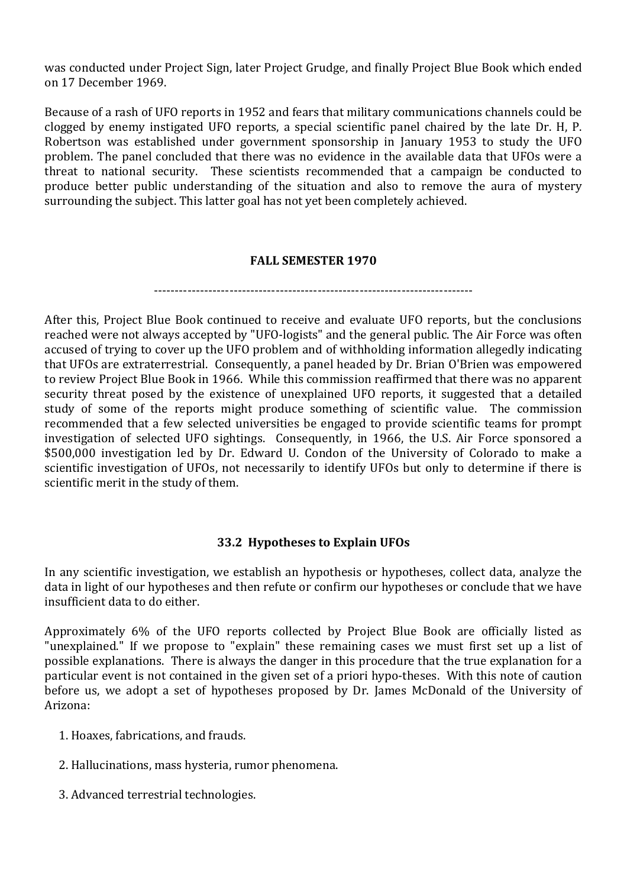was conducted under Project Sign, later Project Grudge, and finally Project Blue Book which ended on 17 December 1969.

Because of a rash of UFO reports in 1952 and fears that military communications channels could be clogged by enemy instigated UFO reports, a special scientific panel chaired by the late Dr. H, P. Robertson was established under government sponsorship in January 1953 to study the UFO problem. The panel concluded that there was no evidence in the available data that UFOs were a threat to national security. These scientists recommended that a campaign be conducted to produce better public understanding of the situation and also to remove the aura of mystery surrounding the subject. This latter goal has not yet been completely achieved.

**FALL SEMESTER 1970**

---------------------------------------------------------------------------

After this, Project Blue Book continued to receive and evaluate UFO reports, but the conclusions reached were not always accepted by "UFO-logists" and the general public. The Air Force was often accused of trying to cover up the UFO problem and of withholding information allegedly indicating that UFOs are extraterrestrial. Consequently, a panel headed by Dr. Brian O'Brien was empowered to review Project Blue Book in 1966. While this commission reaffirmed that there was no apparent security threat posed by the existence of unexplained UFO reports, it suggested that a detailed study of some of the reports might produce something of scientific value. The commission recommended that a few selected universities be engaged to provide scientific teams for prompt investigation of selected UFO sightings. Consequently, in 1966, the U.S. Air Force sponsored a $500,000 investigation led by Dr. Edward U. Condon of the University of Colorado to make a scientific investigation of UFOs, not necessarily to identify UFOs but only to determine if there is scientific merit in the study of them.

### 33.2 Hypotheses to Explain UFOs

In any scientific investigation, we establish an hypothesis or hypotheses, collect data, analyze the data in light of our hypotheses and then refute or confirm our hypotheses or conclude that we have insufficient data to do either.

Approximately 6% of the UFO reports collected by Project Blue Book are officially listed as "unexplained." If we propose to "explain" these remaining cases we must first set up a list of possible explanations. There is always the danger in this procedure that the true explanation for a particular event is not contained in the given set of a priori hypo-theses. With this note of caution before us, we adopt a set of hypotheses proposed by Dr. James McDonald of the University of Arizona:

1. Hoaxes, fabrications, and frauds.
2. Hallucinations, mass hysteria, rumor phenomena.
3. Advanced terrestrial technologies.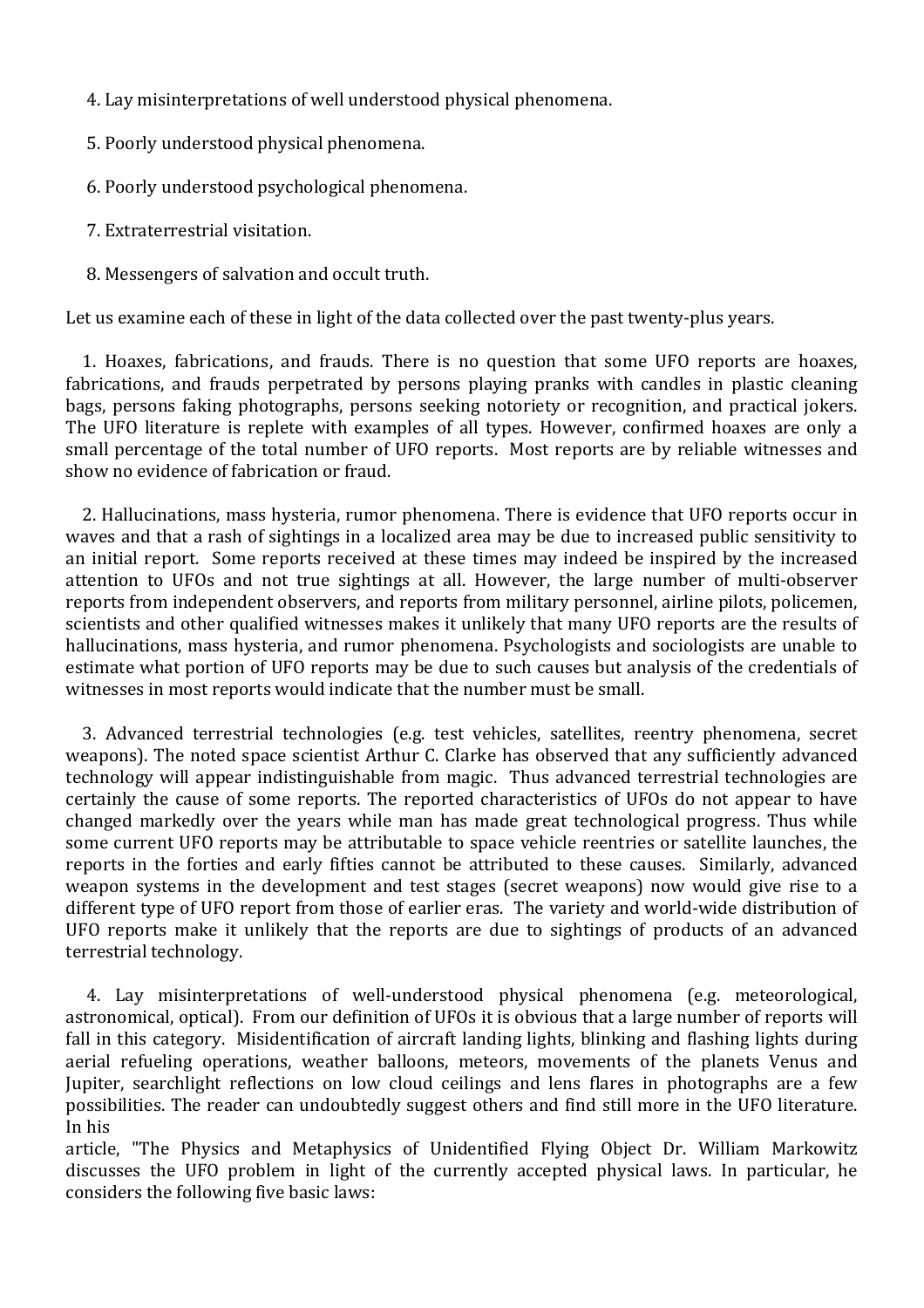4. Lay misinterpretations of well understood physical phenomena.

5. Poorly understood physical phenomena.

6. Poorly understood psychological phenomena.

7. Extraterrestrial visitation.

8. Messengers of salvation and occult truth.

Let us examine each of these in light of the data collected over the past twenty-plus years.

1. Hoaxes, fabrications, and frauds. There is no question that some UFO reports are hoaxes, fabrications, and frauds perpetrated by persons playing pranks with candles in plastic cleaning bags, persons faking photographs, persons seeking notoriety or recognition, and practical jokers. The UFO literature is replete with examples of all types. However, confirmed hoaxes are only a small percentage of the total number of UFO reports. Most reports are by reliable witnesses and show no evidence of fabrication or fraud.

2. Hallucinations, mass hysteria, rumor phenomena. There is evidence that UFO reports occur in waves and that a rash of sightings in a localized area may be due to increased public sensitivity to an initial report. Some reports received at these times may indeed be inspired by the increased attention to UFOs and not true sightings at all. However, the large number of multi-observer reports from independent observers, and reports from military personnel, airline pilots, policemen, scientists and other qualified witnesses makes it unlikely that many UFO reports are the results of hallucinations, mass hysteria, and rumor phenomena. Psychologists and sociologists are unable to estimate what portion of UFO reports may be due to such causes but analysis of the credentials of witnesses in most reports would indicate that the number must be small.

3. Advanced terrestrial technologies (e.g. test vehicles, satellites, reentry phenomena, secret weapons). The noted space scientist Arthur C. Clarke has observed that any sufficiently advanced technology will appear indistinguishable from magic. Thus advanced terrestrial technologies are certainly the cause of some reports. The reported characteristics of UFOs do not appear to have changed markedly over the years while man has made great technological progress. Thus while some current UFO reports may be attributable to space vehicle reentries or satellite launches, the reports in the forties and early fifties cannot be attributed to these causes. Similarly, advanced weapon systems in the development and test stages (secret weapons) now would give rise to a different type of UFO report from those of earlier eras. The variety and world-wide distribution of UFO reports make it unlikely that the reports are due to sightings of products of an advanced terrestrial technology.

4. Lay misinterpretations of well-understood physical phenomena (e.g. meteorological, astronomical, optical). From our definition of UFOs it is obvious that a large number of reports will fall in this category. Misidentification of aircraft landing lights, blinking and flashing lights during aerial refueling operations, weather balloons, meteors, movements of the planets Venus and Jupiter, searchlight reflections on low cloud ceilings and lens flares in photographs are a few possibilities. The reader can undoubtedly suggest others and find still more in the UFO literature. In his article, "The Physics and Metaphysics of Unidentified Flying Object Dr. William Markowitz discusses the UFO problem in light of the currently accepted physical laws. In particular, he considers the following five basic laws: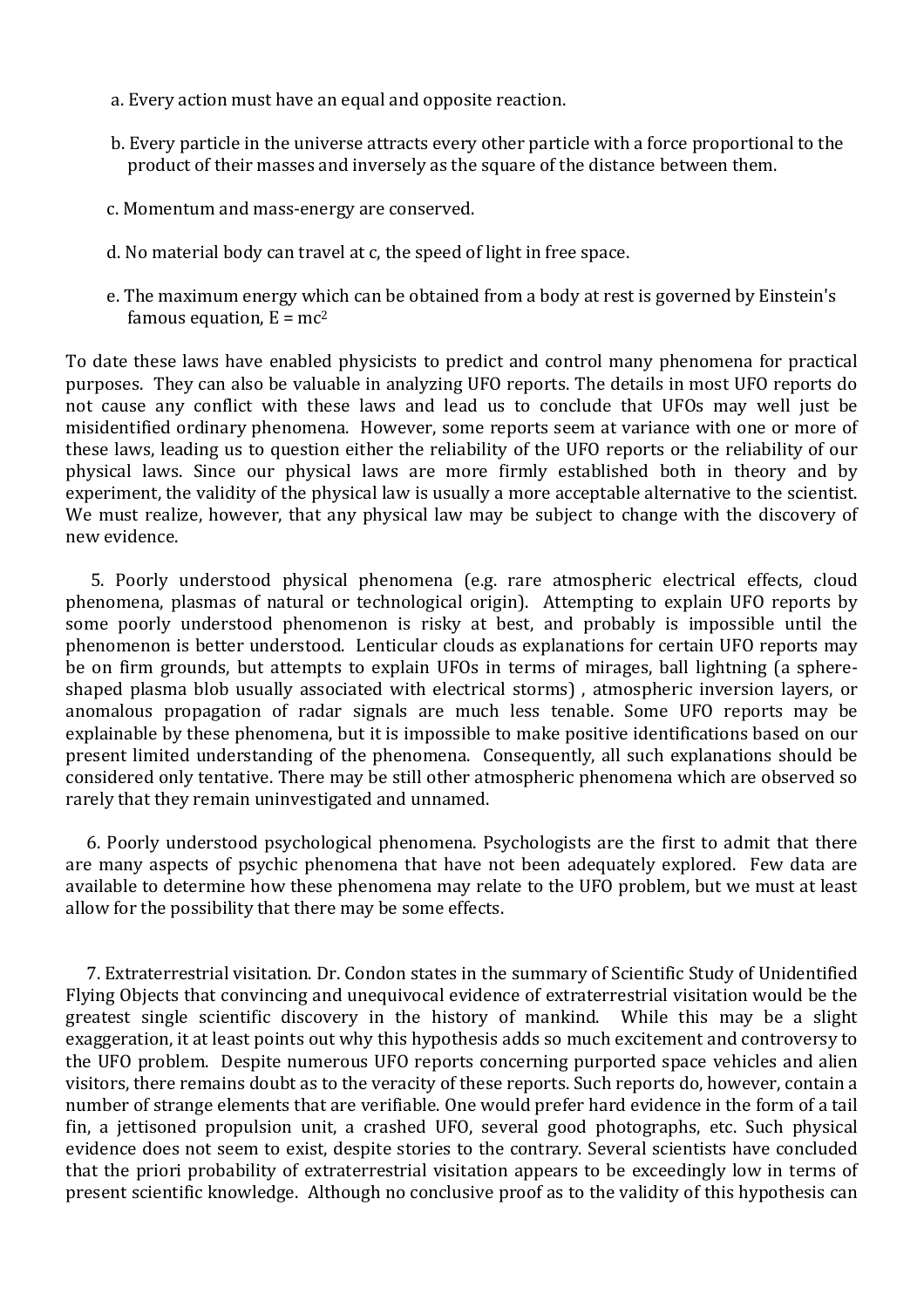a. Every action must have an equal and opposite reaction.

b. Every particle in the universe attracts every other particle with a force proportional to the product of their masses and inversely as the square of the distance between them.

c. Momentum and mass-energy are conserved.

d. No material body can travel at c, the speed of light in free space.

e. The maximum energy which can be obtained from a body at rest is governed by Einstein's famous equation, $E = mc^2$

To date these laws have enabled physicists to predict and control many phenomena for practical purposes. They can also be valuable in analyzing UFO reports. The details in most UFO reports do not cause any conflict with these laws and lead us to conclude that UFOs may well just be misidentified ordinary phenomena. However, some reports seem at variance with one or more of these laws, leading us to question either the reliability of the UFO reports or the reliability of our physical laws. Since our physical laws are more firmly established both in theory and by experiment, the validity of the physical law is usually a more acceptable alternative to the scientist. We must realize, however, that any physical law may be subject to change with the discovery of new evidence.

5. Poorly understood physical phenomena (e.g. rare atmospheric electrical effects, cloud phenomena, plasmas of natural or technological origin). Attempting to explain UFO reports by some poorly understood phenomenon is risky at best, and probably is impossible until the phenomenon is better understood. Lenticular clouds as explanations for certain UFO reports may be on firm grounds, but attempts to explain UFOs in terms of mirages, ball lightning (a sphere-shaped plasma blob usually associated with electrical storms) , atmospheric inversion layers, or anomalous propagation of radar signals are much less tenable. Some UFO reports may be explainable by these phenomena, but it is impossible to make positive identifications based on our present limited understanding of the phenomena. Consequently, all such explanations should be considered only tentative. There may be still other atmospheric phenomena which are observed so rarely that they remain uninvestigated and unnamed.

6. Poorly understood psychological phenomena. Psychologists are the first to admit that there are many aspects of psychic phenomena that have not been adequately explored. Few data are available to determine how these phenomena may relate to the UFO problem, but we must at least allow for the possibility that there may be some effects.

7. Extraterrestrial visitation. Dr. Condon states in the summary of Scientific Study of Unidentified Flying Objects that convincing and unequivocal evidence of extraterrestrial visitation would be the greatest single scientific discovery in the history of mankind. While this may be a slight exaggeration, it at least points out why this hypothesis adds so much excitement and controversy to the UFO problem. Despite numerous UFO reports concerning purported space vehicles and alien visitors, there remains doubt as to the veracity of these reports. Such reports do, however, contain a number of strange elements that are verifiable. One would prefer hard evidence in the form of a tail fin, a jettisoned propulsion unit, a crashed UFO, several good photographs, etc. Such physical evidence does not seem to exist, despite stories to the contrary. Several scientists have concluded that the priori probability of extraterrestrial visitation appears to be exceedingly low in terms of present scientific knowledge. Although no conclusive proof as to the validity of this hypothesis can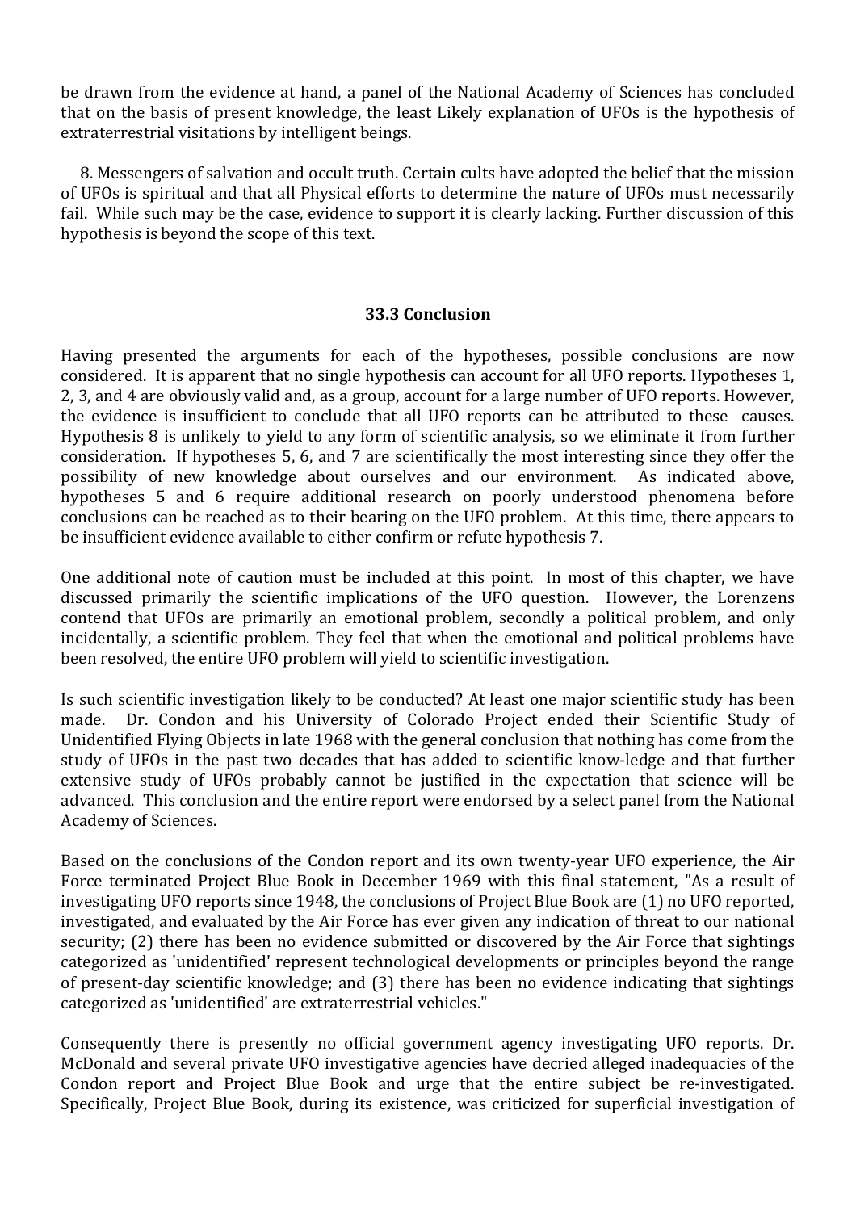be drawn from the evidence at hand, a panel of the National Academy of Sciences has concluded that on the basis of present knowledge, the least Likely explanation of UFOs is the hypothesis of extraterrestrial visitations by intelligent beings.

8. Messengers of salvation and occult truth. Certain cults have adopted the belief that the mission of UFOs is spiritual and that all Physical efforts to determine the nature of UFOs must necessarily fail. While such may be the case, evidence to support it is clearly lacking. Further discussion of this hypothesis is beyond the scope of this text.

### 33.3 Conclusion

Having presented the arguments for each of the hypotheses, possible conclusions are now considered. It is apparent that no single hypothesis can account for all UFO reports. Hypotheses 1, 2, 3, and 4 are obviously valid and, as a group, account for a large number of UFO reports. However, the evidence is insufficient to conclude that all UFO reports can be attributed to these causes. Hypothesis 8 is unlikely to yield to any form of scientific analysis, so we eliminate it from further consideration. If hypotheses 5, 6, and 7 are scientifically the most interesting since they offer the possibility of new knowledge about ourselves and our environment. As indicated above, hypotheses 5 and 6 require additional research on poorly understood phenomena before conclusions can be reached as to their bearing on the UFO problem. At this time, there appears to be insufficient evidence available to either confirm or refute hypothesis 7.

One additional note of caution must be included at this point. In most of this chapter, we have discussed primarily the scientific implications of the UFO question. However, the Lorenzens contend that UFOs are primarily an emotional problem, secondly a political problem, and only incidentally, a scientific problem. They feel that when the emotional and political problems have been resolved, the entire UFO problem will yield to scientific investigation.

Is such scientific investigation likely to be conducted? At least one major scientific study has been made. Dr. Condon and his University of Colorado Project ended their Scientific Study of Unidentified Flying Objects in late 1968 with the general conclusion that nothing has come from the study of UFOs in the past two decades that has added to scientific know-ledge and that further extensive study of UFOs probably cannot be justified in the expectation that science will be advanced. This conclusion and the entire report were endorsed by a select panel from the National Academy of Sciences.

Based on the conclusions of the Condon report and its own twenty-year UFO experience, the Air Force terminated Project Blue Book in December 1969 with this final statement, "As a result of investigating UFO reports since 1948, the conclusions of Project Blue Book are (1) no UFO reported, investigated, and evaluated by the Air Force has ever given any indication of threat to our national security; (2) there has been no evidence submitted or discovered by the Air Force that sightings categorized as 'unidentified' represent technological developments or principles beyond the range of present-day scientific knowledge; and (3) there has been no evidence indicating that sightings categorized as 'unidentified' are extraterrestrial vehicles."

Consequently there is presently no official government agency investigating UFO reports. Dr. McDonald and several private UFO investigative agencies have decried alleged inadequacies of the Condon report and Project Blue Book and urge that the entire subject be re-investigated. Specifically, Project Blue Book, during its existence, was criticized for superficial investigation of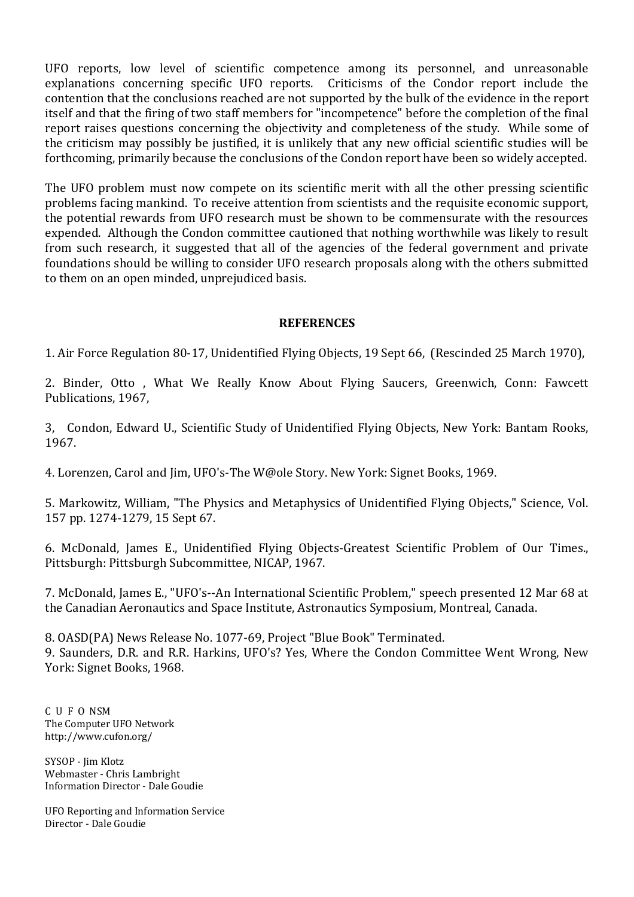UFO reports, low level of scientific competence among its personnel, and unreasonable explanations concerning specific UFO reports. Criticisms of the Condor report include the contention that the conclusions reached are not supported by the bulk of the evidence in the report itself and that the firing of two staff members for "incompetence" before the completion of the final report raises questions concerning the objectivity and completeness of the study. While some of the criticism may possibly be justified, it is unlikely that any new official scientific studies will be forthcoming, primarily because the conclusions of the Condon report have been so widely accepted.

The UFO problem must now compete on its scientific merit with all the other pressing scientific problems facing mankind. To receive attention from scientists and the requisite economic support, the potential rewards from UFO research must be shown to be commensurate with the resources expended. Although the Condon committee cautioned that nothing worthwhile was likely to result from such research, it suggested that all of the agencies of the federal government and private foundations should be willing to consider UFO research proposals along with the others submitted to them on an open minded, unprejudiced basis.

**REFERENCES**

1. Air Force Regulation 80-17, Unidentified Flying Objects, 19 Sept 66, (Rescinded 25 March 1970),

2. Binder, Otto , What We Really Know About Flying Saucers, Greenwich, Conn: Fawcett Publications, 1967,

3, Condon, Edward U., Scientific Study of Unidentified Flying Objects, New York: Bantam Rooks, 1967.

4. Lorenzen, Carol and Jim, UFO's-The W@ole Story. New York: Signet Books, 1969.

5. Markowitz, William, "The Physics and Metaphysics of Unidentified Flying Objects," Science, Vol. 157 pp. 1274-1279, 15 Sept 67.

6. McDonald, James E., Unidentified Flying Objects-Greatest Scientific Problem of Our Times., Pittsburgh: Pittsburgh Subcommittee, NICAP, 1967.

7. McDonald, James E., "UFO's--An International Scientific Problem," speech presented 12 Mar 68 at the Canadian Aeronautics and Space Institute, Astronautics Symposium, Montreal, Canada.

8. OASD(PA) News Release No. 1077-69, Project "Blue Book" Terminated.

9. Saunders, D.R. and R.R. Harkins, UFO's? Yes, Where the Condon Committee Went Wrong, New York: Signet Books, 1968.

C U F O NSM
The Computer UFO Network
http://www.cufon.org/

SYSOP - Jim Klotz
Webmaster - Chris Lambright
Information Director - Dale Goudie

UFO Reporting and Information Service
Director - Dale Goudie